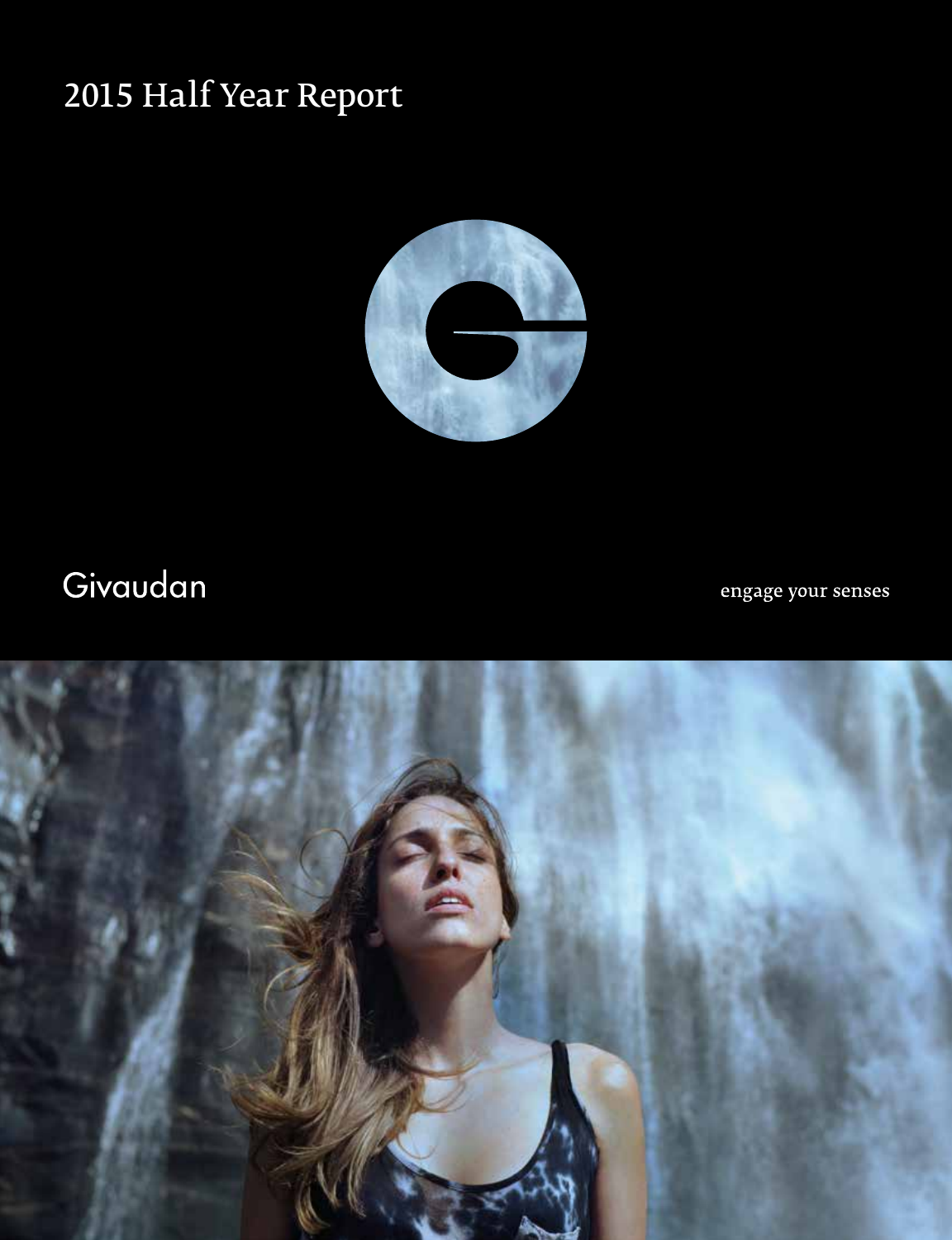# 2015 Half Year Report

Givaudan

engage your senses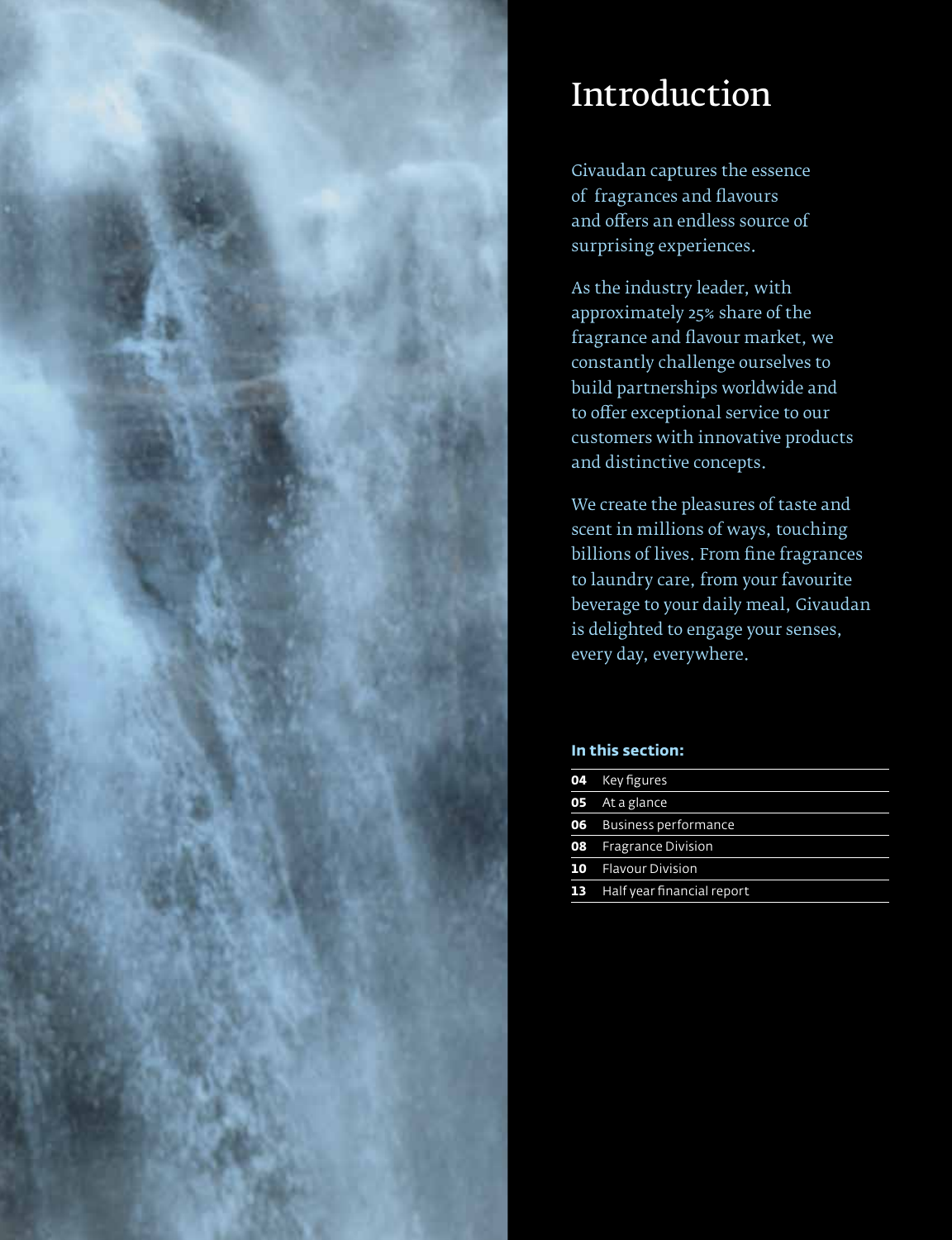# Introduction

Givaudan captures the essence of fragrances and flavours and offers an endless source of surprising experiences.

As the industry leader, with approximately 25% share of the fragrance and flavour market, we constantly challenge ourselves to build partnerships worldwide and to offer exceptional service to our customers with innovative products and distinctive concepts.

We create the pleasures of taste and scent in millions of ways, touching billions of lives. From fine fragrances to laundry care, from your favourite beverage to your daily meal, Givaudan is delighted to engage your senses, every day, everywhere.

**In this section:**

| | |
|---|---|
| **04** | Key figures |
| **05** | At a glance |
| **06** | Business performance |
| **08** | Fragrance Division |
| **10** | Flavour Division |
| **13** | Half year financial report |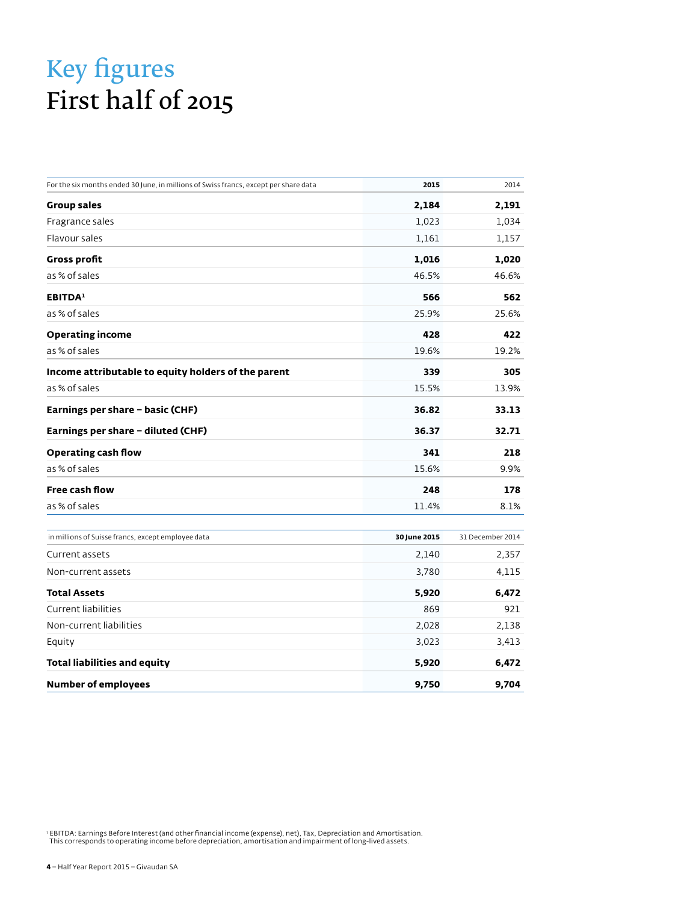# Key figures
# First half of 2015

| For the six months ended 30 June, in millions of Swiss francs, except per share data | **2015** | 2014 |
|---|---|---|
| **Group sales** | **2,184** | **2,191** |
| Fragrance sales | 1,023 | 1,034 |
| Flavour sales | 1,161 | 1,157 |
| **Gross profit** | **1,016** | **1,020** |
| as % of sales | 46.5% | 46.6% |
| **EBITDA**[1] | **566** | **562** |
| as % of sales | 25.9% | 25.6% |
| **Operating income** | **428** | **422** |
| as % of sales | 19.6% | 19.2% |
| **Income attributable to equity holders of the parent** | **339** | **305** |
| as % of sales | 15.5% | 13.9% |
| **Earnings per share – basic (CHF)** | **36.82** | **33.13** |
| **Earnings per share – diluted (CHF)** | **36.37** | **32.71** |
| **Operating cash flow** | **341** | **218** |
| as % of sales | 15.6% | 9.9% |
| **Free cash flow** | **248** | **178** |
| as % of sales | 11.4% | 8.1% |

| in millions of Suisse francs, except employee data | **30 June 2015** | 31 December 2014 |
|---|---|---|
| Current assets | 2,140 | 2,357 |
| Non-current assets | 3,780 | 4,115 |
| **Total Assets** | **5,920** | **6,472** |
| Current liabilities | 869 | 921 |
| Non-current liabilities | 2,028 | 2,138 |
| Equity | 3,023 | 3,413 |
| **Total liabilities and equity** | **5,920** | **6,472** |
| **Number of employees** | **9,750** | **9,704** |

[1] EBITDA: Earnings Before Interest (and other financial income (expense), net), Tax, Depreciation and Amortisation. This corresponds to operating income before depreciation, amortisation and impairment of long-lived assets.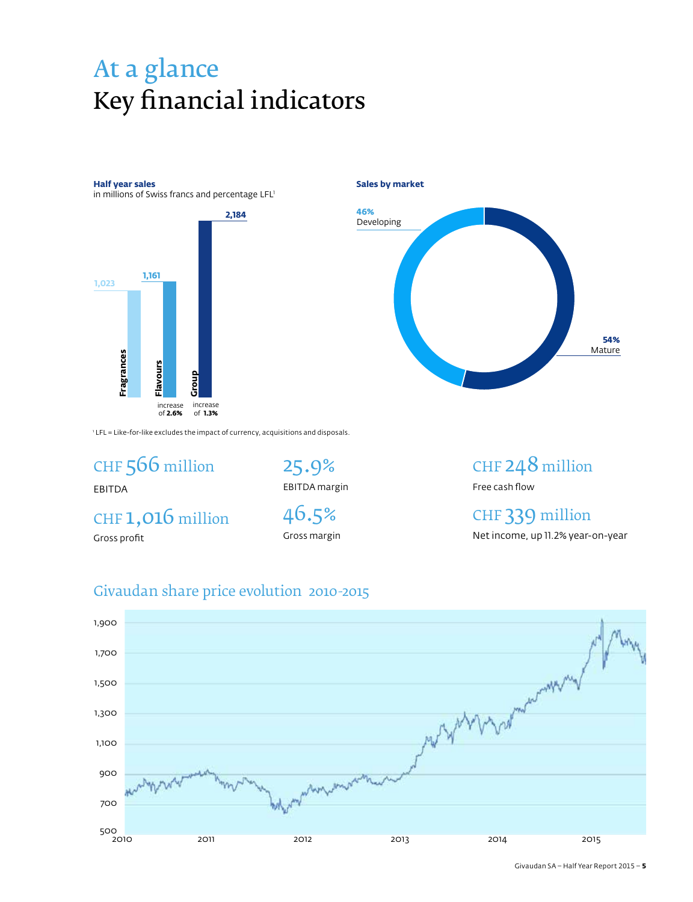# At a glance
## Key financial indicators

**Half year sales**
in millions of Swiss francs and percentage LFL[1]

| | Sales | LFL |
|---|---|---|
| Fragrances | 1,023 | |
| Flavours | 1,161 | increase of **2.6%** |
| Group | 2,184 | increase of **1.3%** |

**Sales by market**

- 46% Developing
- 54% Mature

[1] LFL = Like-for-like excludes the impact of currency, acquisitions and disposals.

CHF 566 million
EBITDA

25.9%
EBITDA margin

CHF 248 million
Free cash flow

CHF 1,016 million
Gross profit

46.5%
Gross margin

CHF 339 million
Net income, up 11.2% year-on-year

### Givaudan share price evolution 2010-2015

Y-axis: 500, 700, 900, 1,100, 1,300, 1,500, 1,700, 1,900
X-axis: 2010, 2011, 2012, 2013, 2014, 2015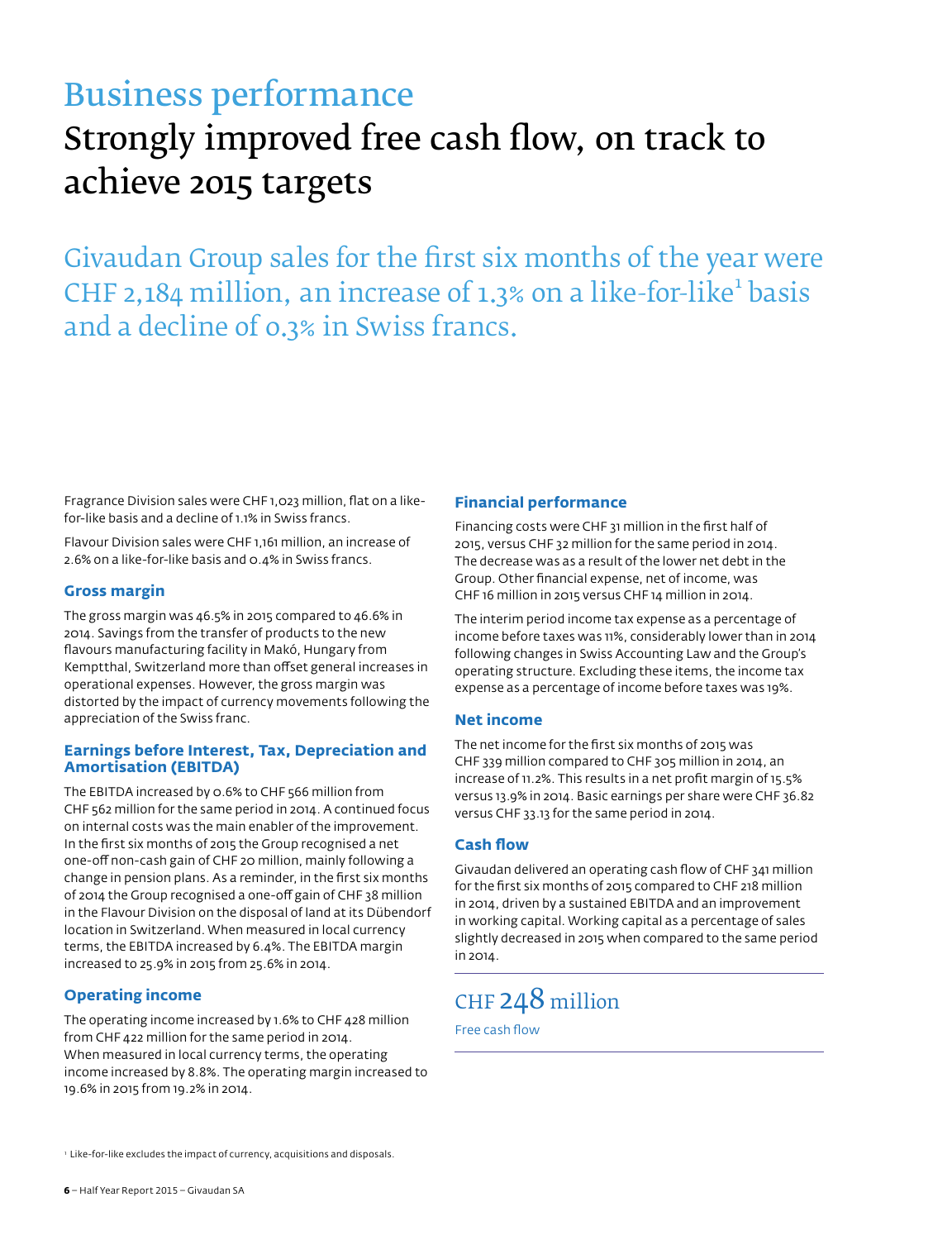# Business performance

## Strongly improved free cash flow, on track to achieve 2015 targets

Givaudan Group sales for the first six months of the year were CHF 2,184 million, an increase of 1.3% on a like-for-like[1] basis and a decline of 0.3% in Swiss francs.

Fragrance Division sales were CHF 1,023 million, flat on a like-for-like basis and a decline of 1.1% in Swiss francs.

Flavour Division sales were CHF 1,161 million, an increase of 2.6% on a like-for-like basis and 0.4% in Swiss francs.

### Gross margin

The gross margin was 46.5% in 2015 compared to 46.6% in 2014. Savings from the transfer of products to the new flavours manufacturing facility in Makó, Hungary from Kemptthal, Switzerland more than offset general increases in operational expenses. However, the gross margin was distorted by the impact of currency movements following the appreciation of the Swiss franc.

### Earnings before Interest, Tax, Depreciation and Amortisation (EBITDA)

The EBITDA increased by 0.6% to CHF 566 million from CHF 562 million for the same period in 2014. A continued focus on internal costs was the main enabler of the improvement. In the first six months of 2015 the Group recognised a net one-off non-cash gain of CHF 20 million, mainly following a change in pension plans. As a reminder, in the first six months of 2014 the Group recognised a one-off gain of CHF 38 million in the Flavour Division on the disposal of land at its Dübendorf location in Switzerland. When measured in local currency terms, the EBITDA increased by 6.4%. The EBITDA margin increased to 25.9% in 2015 from 25.6% in 2014.

### Operating income

The operating income increased by 1.6% to CHF 428 million from CHF 422 million for the same period in 2014. When measured in local currency terms, the operating income increased by 8.8%. The operating margin increased to 19.6% in 2015 from 19.2% in 2014.

### Financial performance

Financing costs were CHF 31 million in the first half of 2015, versus CHF 32 million for the same period in 2014. The decrease was as a result of the lower net debt in the Group. Other financial expense, net of income, was CHF 16 million in 2015 versus CHF 14 million in 2014.

The interim period income tax expense as a percentage of income before taxes was 11%, considerably lower than in 2014 following changes in Swiss Accounting Law and the Group's operating structure. Excluding these items, the income tax expense as a percentage of income before taxes was 19%.

### Net income

The net income for the first six months of 2015 was CHF 339 million compared to CHF 305 million in 2014, an increase of 11.2%. This results in a net profit margin of 15.5% versus 13.9% in 2014. Basic earnings per share were CHF 36.82 versus CHF 33.13 for the same period in 2014.

### Cash flow

Givaudan delivered an operating cash flow of CHF 341 million for the first six months of 2015 compared to CHF 218 million in 2014, driven by a sustained EBITDA and an improvement in working capital. Working capital as a percentage of sales slightly decreased in 2015 when compared to the same period in 2014.

CHF 248 million

Free cash flow

[1] Like-for-like excludes the impact of currency, acquisitions and disposals.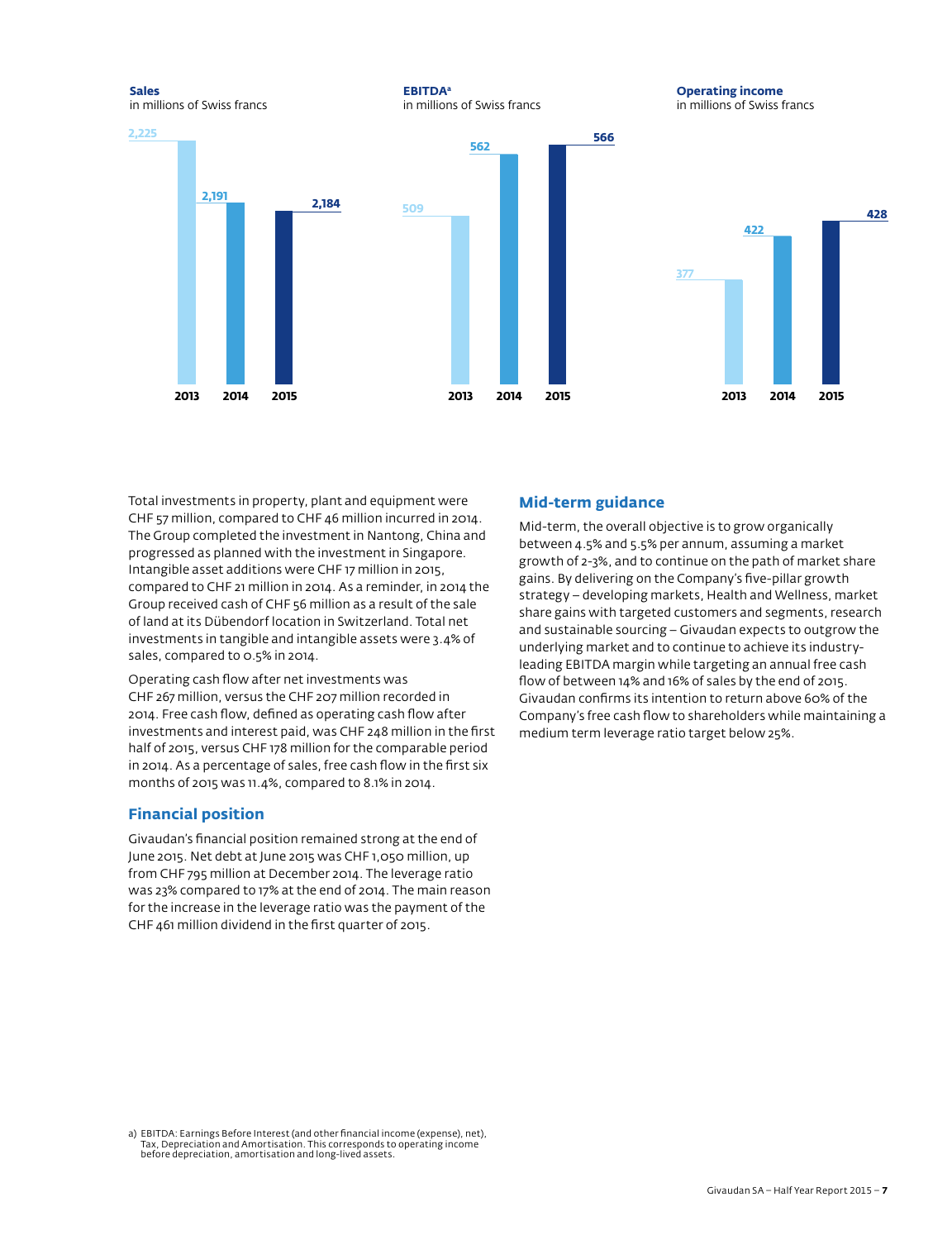**Sales**
in millions of Swiss francs

| 2013 | 2014 | 2015 |
|---|---|---|
| 2,225 | 2,191 | 2,184 |

**EBITDA**[a]
in millions of Swiss francs

| 2013 | 2014 | 2015 |
|---|---|---|
| 509 | 562 | 566 |

**Operating income**
in millions of Swiss francs

| 2013 | 2014 | 2015 |
|---|---|---|
| 377 | 422 | 428 |

Total investments in property, plant and equipment were CHF 57 million, compared to CHF 46 million incurred in 2014. The Group completed the investment in Nantong, China and progressed as planned with the investment in Singapore. Intangible asset additions were CHF 17 million in 2015, compared to CHF 21 million in 2014. As a reminder, in 2014 the Group received cash of CHF 56 million as a result of the sale of land at its Dübendorf location in Switzerland. Total net investments in tangible and intangible assets were 3.4% of sales, compared to 0.5% in 2014.

Operating cash flow after net investments was CHF 267 million, versus the CHF 207 million recorded in 2014. Free cash flow, defined as operating cash flow after investments and interest paid, was CHF 248 million in the first half of 2015, versus CHF 178 million for the comparable period in 2014. As a percentage of sales, free cash flow in the first six months of 2015 was 11.4%, compared to 8.1% in 2014.

## Financial position

Givaudan's financial position remained strong at the end of June 2015. Net debt at June 2015 was CHF 1,050 million, up from CHF 795 million at December 2014. The leverage ratio was 23% compared to 17% at the end of 2014. The main reason for the increase in the leverage ratio was the payment of the CHF 461 million dividend in the first quarter of 2015.

## Mid-term guidance

Mid-term, the overall objective is to grow organically between 4.5% and 5.5% per annum, assuming a market growth of 2-3%, and to continue on the path of market share gains. By delivering on the Company's five-pillar growth strategy – developing markets, Health and Wellness, market share gains with targeted customers and segments, research and sustainable sourcing – Givaudan expects to outgrow the underlying market and to continue to achieve its industry-leading EBITDA margin while targeting an annual free cash flow of between 14% and 16% of sales by the end of 2015. Givaudan confirms its intention to return above 60% of the Company's free cash flow to shareholders while maintaining a medium term leverage ratio target below 25%.

a) EBITDA: Earnings Before Interest (and other financial income (expense), net), Tax, Depreciation and Amortisation. This corresponds to operating income before depreciation, amortisation and long-lived assets.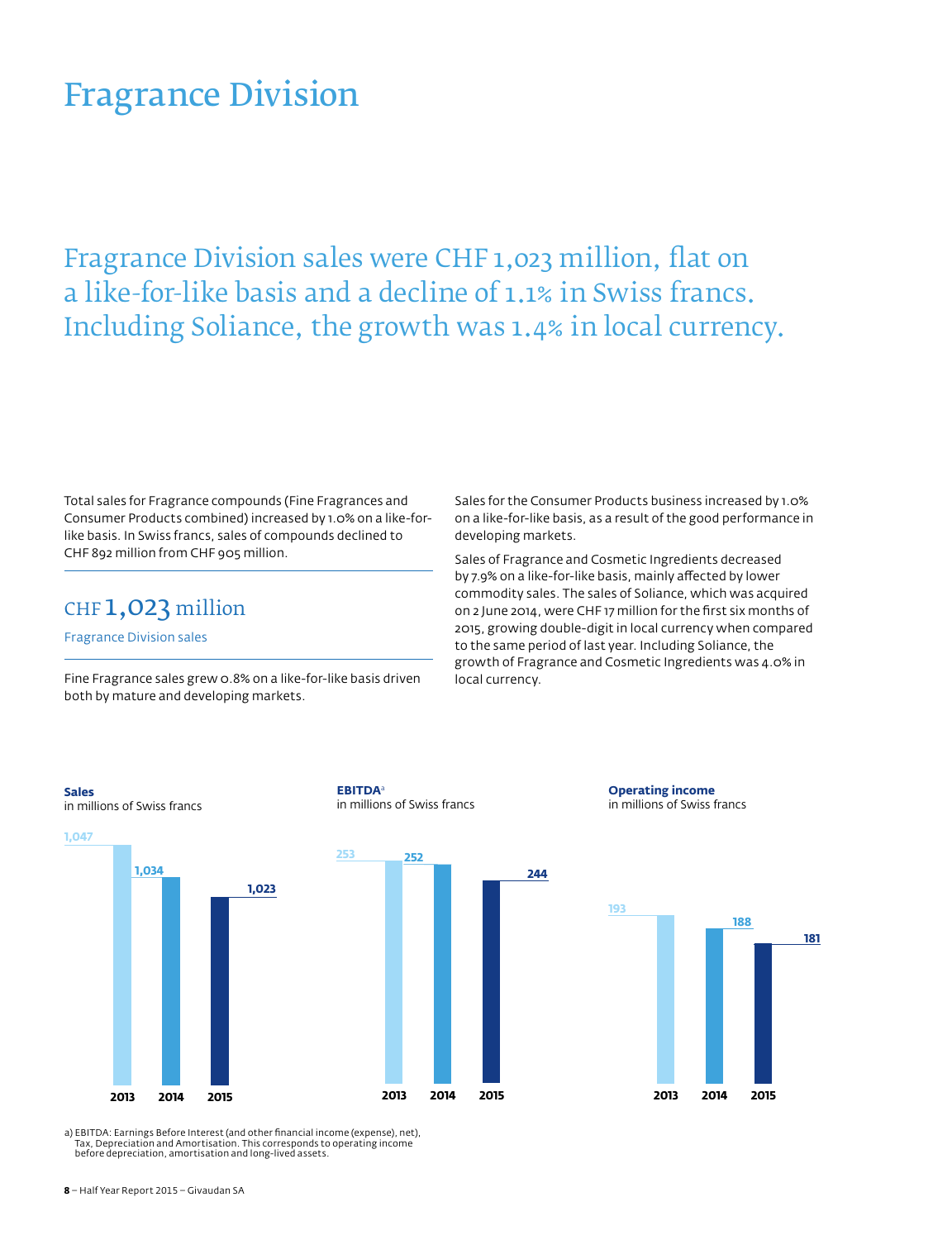# Fragrance Division

## Fragrance Division sales were CHF 1,023 million, flat on a like-for-like basis and a decline of 1.1% in Swiss francs. Including Soliance, the growth was 1.4% in local currency.

Total sales for Fragrance compounds (Fine Fragrances and Consumer Products combined) increased by 1.0% on a like-for-like basis. In Swiss francs, sales of compounds declined to CHF 892 million from CHF 905 million.

**CHF 1,023 million**

Fragrance Division sales

Fine Fragrance sales grew 0.8% on a like-for-like basis driven both by mature and developing markets.

Sales for the Consumer Products business increased by 1.0% on a like-for-like basis, as a result of the good performance in developing markets.

Sales of Fragrance and Cosmetic Ingredients decreased by 7.9% on a like-for-like basis, mainly affected by lower commodity sales. The sales of Soliance, which was acquired on 2 June 2014, were CHF 17 million for the first six months of 2015, growing double-digit in local currency when compared to the same period of last year. Including Soliance, the growth of Fragrance and Cosmetic Ingredients was 4.0% in local currency.

**Sales**
in millions of Swiss francs

| 2013 | 2014 | 2015 |
|---|---|---|
| 1,047 | 1,034 | 1,023 |

**EBITDA**[a]
in millions of Swiss francs

| 2013 | 2014 | 2015 |
|---|---|---|
| 253 | 252 | 244 |

**Operating income**
in millions of Swiss francs

| 2013 | 2014 | 2015 |
|---|---|---|
| 193 | 188 | 181 |

a) EBITDA: Earnings Before Interest (and other financial income (expense), net), Tax, Depreciation and Amortisation. This corresponds to operating income before depreciation, amortisation and long-lived assets.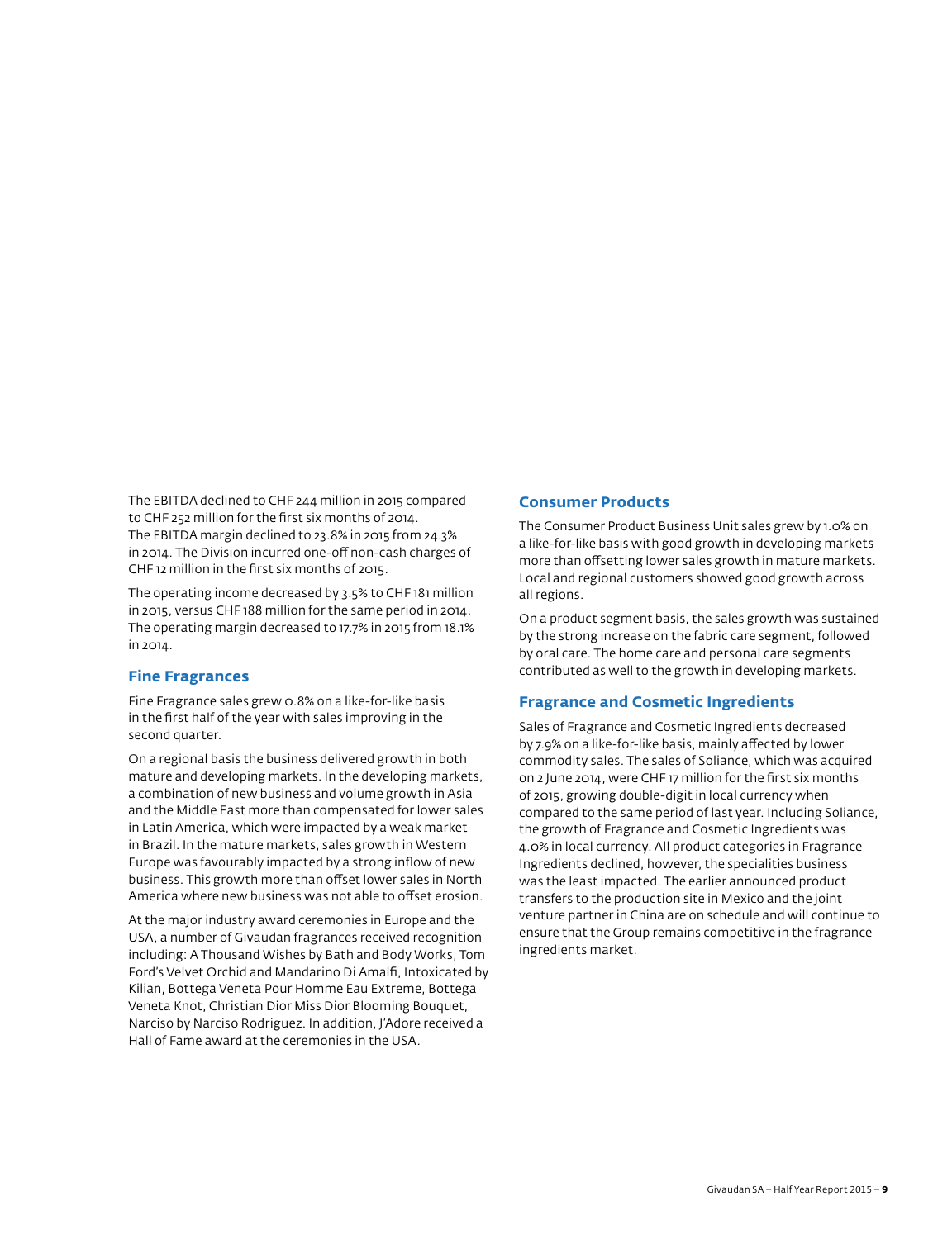The EBITDA declined to CHF 244 million in 2015 compared to CHF 252 million for the first six months of 2014. The EBITDA margin declined to 23.8% in 2015 from 24.3% in 2014. The Division incurred one-off non-cash charges of CHF 12 million in the first six months of 2015.

The operating income decreased by 3.5% to CHF 181 million in 2015, versus CHF 188 million for the same period in 2014. The operating margin decreased to 17.7% in 2015 from 18.1% in 2014.

## Fine Fragrances

Fine Fragrance sales grew 0.8% on a like-for-like basis in the first half of the year with sales improving in the second quarter.

On a regional basis the business delivered growth in both mature and developing markets. In the developing markets, a combination of new business and volume growth in Asia and the Middle East more than compensated for lower sales in Latin America, which were impacted by a weak market in Brazil. In the mature markets, sales growth in Western Europe was favourably impacted by a strong inflow of new business. This growth more than offset lower sales in North America where new business was not able to offset erosion.

At the major industry award ceremonies in Europe and the USA, a number of Givaudan fragrances received recognition including: A Thousand Wishes by Bath and Body Works, Tom Ford's Velvet Orchid and Mandarino Di Amalfi, Intoxicated by Kilian, Bottega Veneta Pour Homme Eau Extreme, Bottega Veneta Knot, Christian Dior Miss Dior Blooming Bouquet, Narciso by Narciso Rodriguez. In addition, J'Adore received a Hall of Fame award at the ceremonies in the USA.

## Consumer Products

The Consumer Product Business Unit sales grew by 1.0% on a like-for-like basis with good growth in developing markets more than offsetting lower sales growth in mature markets. Local and regional customers showed good growth across all regions.

On a product segment basis, the sales growth was sustained by the strong increase on the fabric care segment, followed by oral care. The home care and personal care segments contributed as well to the growth in developing markets.

## Fragrance and Cosmetic Ingredients

Sales of Fragrance and Cosmetic Ingredients decreased by 7.9% on a like-for-like basis, mainly affected by lower commodity sales. The sales of Soliance, which was acquired on 2 June 2014, were CHF 17 million for the first six months of 2015, growing double-digit in local currency when compared to the same period of last year. Including Soliance, the growth of Fragrance and Cosmetic Ingredients was 4.0% in local currency. All product categories in Fragrance Ingredients declined, however, the specialities business was the least impacted. The earlier announced product transfers to the production site in Mexico and the joint venture partner in China are on schedule and will continue to ensure that the Group remains competitive in the fragrance ingredients market.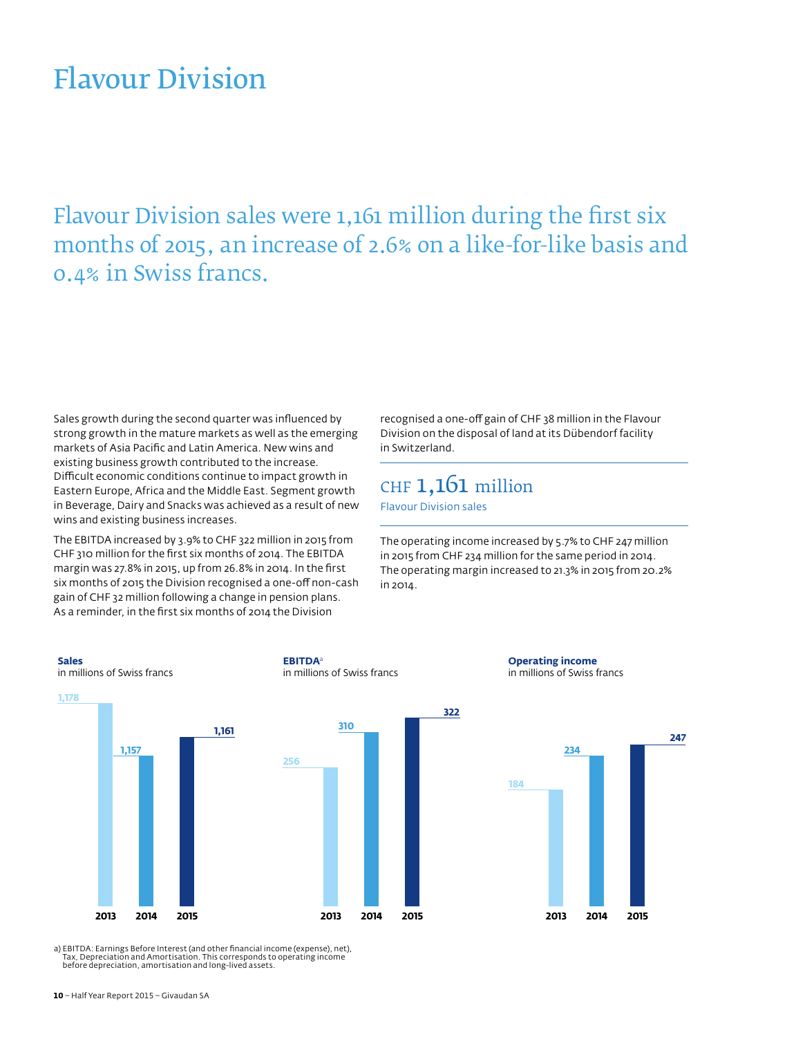# Flavour Division

## Flavour Division sales were 1,161 million during the first six months of 2015, an increase of 2.6% on a like-for-like basis and 0.4% in Swiss francs.

Sales growth during the second quarter was influenced by strong growth in the mature markets as well as the emerging markets of Asia Pacific and Latin America. New wins and existing business growth contributed to the increase. Difficult economic conditions continue to impact growth in Eastern Europe, Africa and the Middle East. Segment growth in Beverage, Dairy and Snacks was achieved as a result of new wins and existing business increases.

The EBITDA increased by 3.9% to CHF 322 million in 2015 from CHF 310 million for the first six months of 2014. The EBITDA margin was 27.8% in 2015, up from 26.8% in 2014. In the first six months of 2015 the Division recognised a one-off non-cash gain of CHF 32 million following a change in pension plans. As a reminder, in the first six months of 2014 the Division recognised a one-off gain of CHF 38 million in the Flavour Division on the disposal of land at its Dübendorf facility in Switzerland.

**CHF 1,161 million**
Flavour Division sales

The operating income increased by 5.7% to CHF 247 million in 2015 from CHF 234 million for the same period in 2014. The operating margin increased to 21.3% in 2015 from 20.2% in 2014.

**Sales**
in millions of Swiss francs

| 2013 | 2014 | 2015 |
|---|---|---|
| 1,178 | 1,157 | 1,161 |

**EBITDA**[a]
in millions of Swiss francs

| 2013 | 2014 | 2015 |
|---|---|---|
| 256 | 310 | 322 |

**Operating income**
in millions of Swiss francs

| 2013 | 2014 | 2015 |
|---|---|---|
| 184 | 234 | 247 |

a) EBITDA: Earnings Before Interest (and other financial income (expense), net), Tax, Depreciation and Amortisation. This corresponds to operating income before depreciation, amortisation and long-lived assets.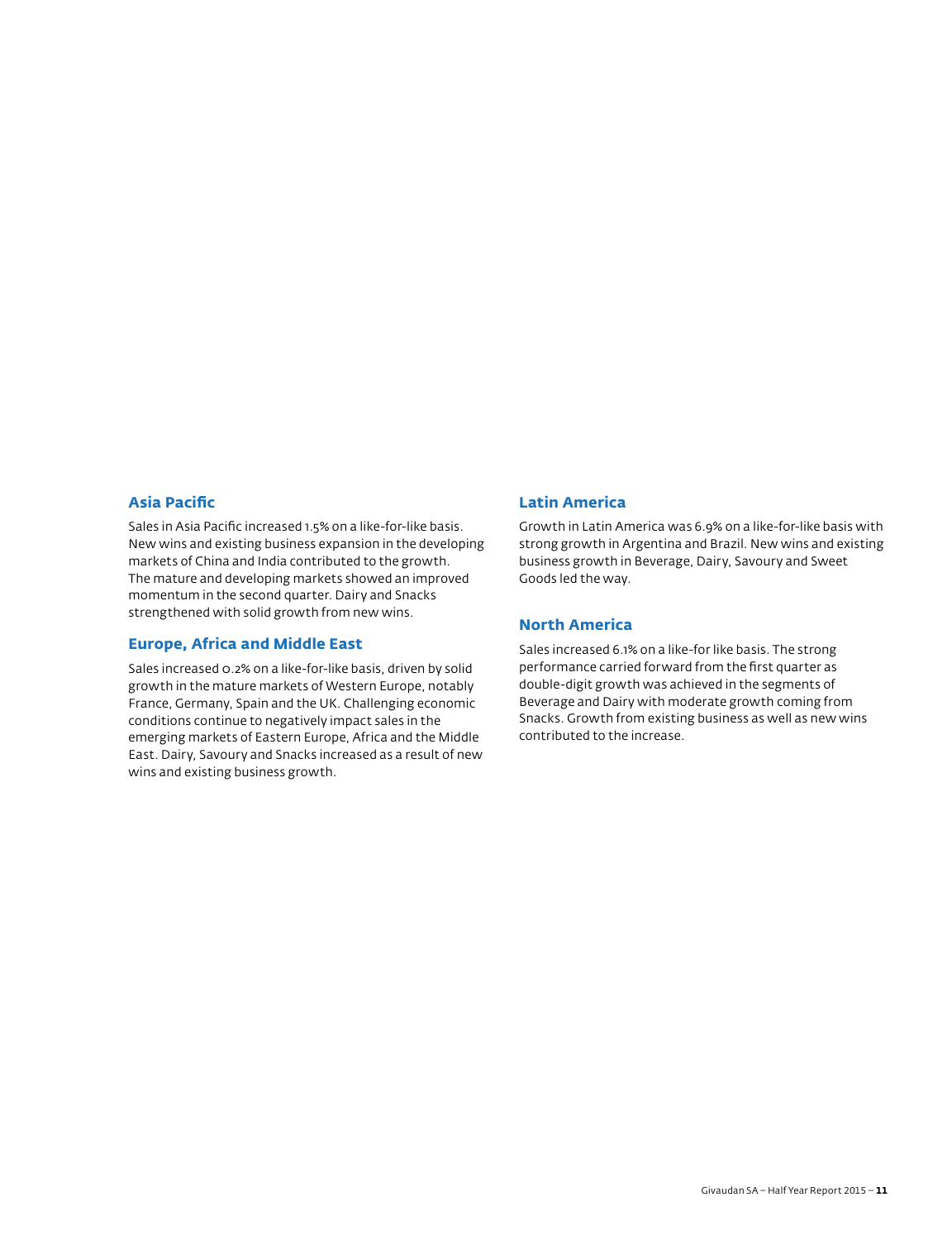## Asia Pacific

Sales in Asia Pacific increased 1.5% on a like-for-like basis. New wins and existing business expansion in the developing markets of China and India contributed to the growth. The mature and developing markets showed an improved momentum in the second quarter. Dairy and Snacks strengthened with solid growth from new wins.

## Europe, Africa and Middle East

Sales increased 0.2% on a like-for-like basis, driven by solid growth in the mature markets of Western Europe, notably France, Germany, Spain and the UK. Challenging economic conditions continue to negatively impact sales in the emerging markets of Eastern Europe, Africa and the Middle East. Dairy, Savoury and Snacks increased as a result of new wins and existing business growth.

## Latin America

Growth in Latin America was 6.9% on a like-for-like basis with strong growth in Argentina and Brazil. New wins and existing business growth in Beverage, Dairy, Savoury and Sweet Goods led the way.

## North America

Sales increased 6.1% on a like-for like basis. The strong performance carried forward from the first quarter as double-digit growth was achieved in the segments of Beverage and Dairy with moderate growth coming from Snacks. Growth from existing business as well as new wins contributed to the increase.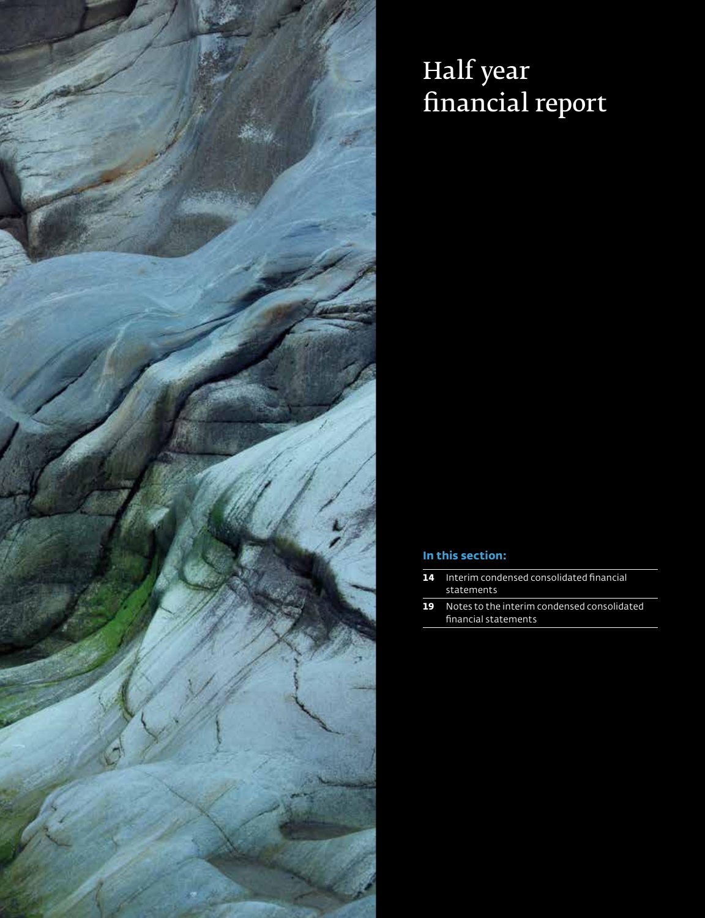# Half year financial report

### In this section:

| | |
|---|---|
| **14** | Interim condensed consolidated financial statements |
| **19** | Notes to the interim condensed consolidated financial statements |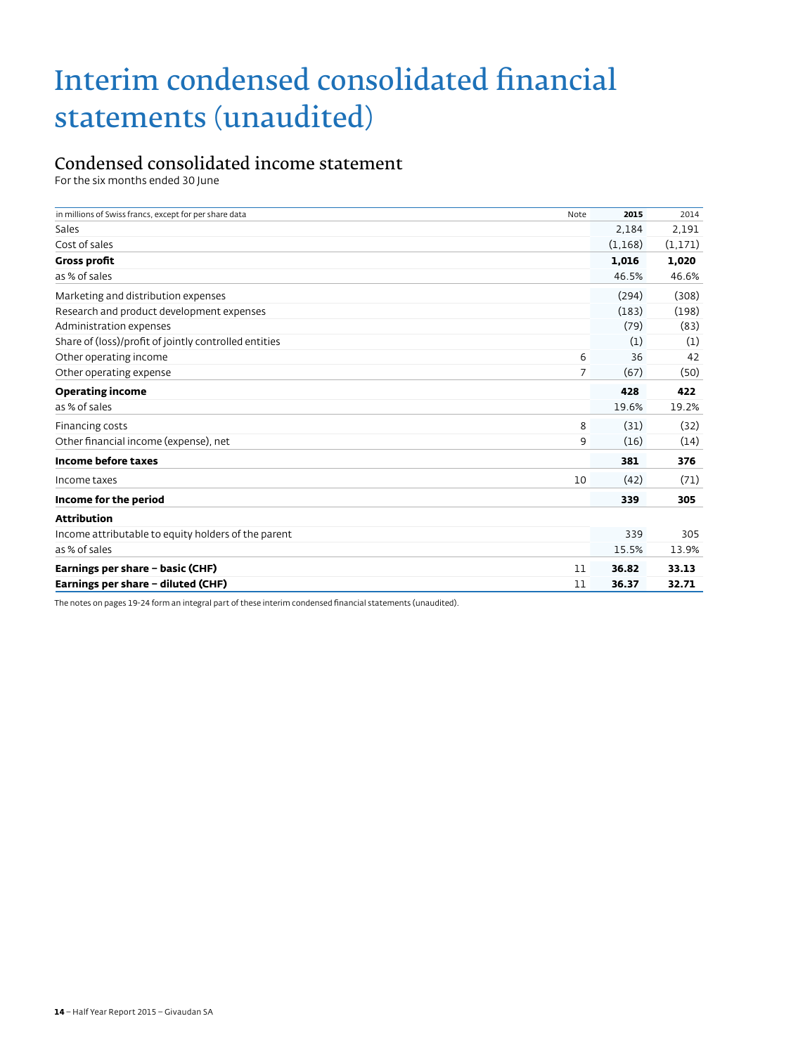# Interim condensed consolidated financial statements (unaudited)

## Condensed consolidated income statement

For the six months ended 30 June

| in millions of Swiss francs, except for per share data | Note | **2015** | 2014 |
|---|---|---|---|
| Sales | | 2,184 | 2,191 |
| Cost of sales | | (1,168) | (1,171) |
| **Gross profit** | | **1,016** | **1,020** |
| as % of sales | | 46.5% | 46.6% |
| Marketing and distribution expenses | | (294) | (308) |
| Research and product development expenses | | (183) | (198) |
| Administration expenses | | (79) | (83) |
| Share of (loss)/profit of jointly controlled entities | | (1) | (1) |
| Other operating income | 6 | 36 | 42 |
| Other operating expense | 7 | (67) | (50) |
| **Operating income** | | **428** | **422** |
| as % of sales | | 19.6% | 19.2% |
| Financing costs | 8 | (31) | (32) |
| Other financial income (expense), net | 9 | (16) | (14) |
| **Income before taxes** | | **381** | **376** |
| Income taxes | 10 | (42) | (71) |
| **Income for the period** | | **339** | **305** |
| **Attribution** | | | |
| Income attributable to equity holders of the parent | | 339 | 305 |
| as % of sales | | 15.5% | 13.9% |
| **Earnings per share – basic (CHF)** | 11 | **36.82** | **33.13** |
| **Earnings per share – diluted (CHF)** | 11 | **36.37** | **32.71** |

The notes on pages 19-24 form an integral part of these interim condensed financial statements (unaudited).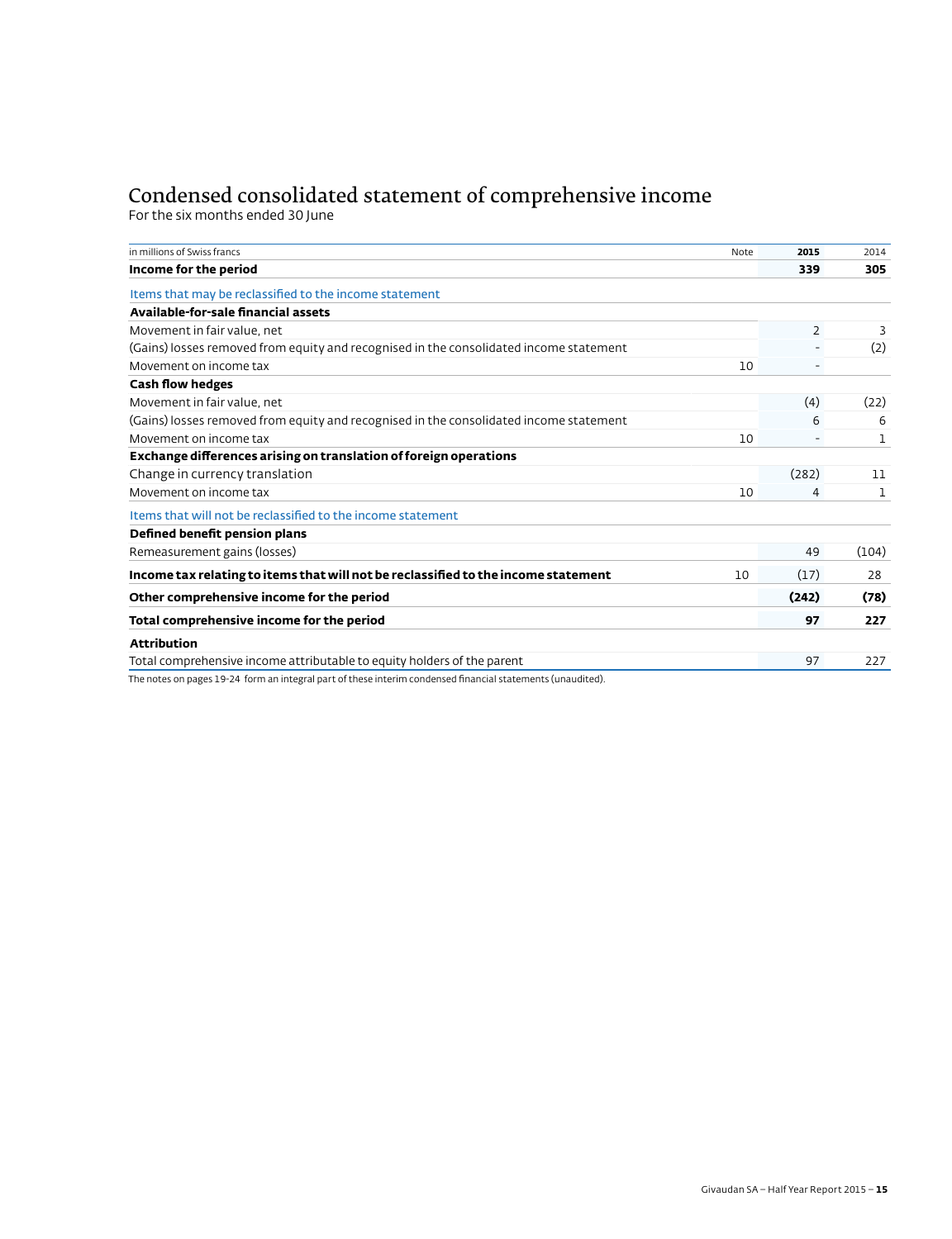# Condensed consolidated statement of comprehensive income

For the six months ended 30 June

| in millions of Swiss francs | Note | 2015 | 2014 |
|---|---|---|---|
| **Income for the period** | | **339** | **305** |
| Items that may be reclassified to the income statement | | | |
| **Available-for-sale financial assets** | | | |
| Movement in fair value, net | | 2 | 3 |
| (Gains) losses removed from equity and recognised in the consolidated income statement | | - | (2) |
| Movement on income tax | 10 | - | |
| **Cash flow hedges** | | | |
| Movement in fair value, net | | (4) | (22) |
| (Gains) losses removed from equity and recognised in the consolidated income statement | | 6 | 6 |
| Movement on income tax | 10 | - | 1 |
| **Exchange differences arising on translation of foreign operations** | | | |
| Change in currency translation | | (282) | 11 |
| Movement on income tax | 10 | 4 | 1 |
| Items that will not be reclassified to the income statement | | | |
| **Defined benefit pension plans** | | | |
| Remeasurement gains (losses) | | 49 | (104) |
| **Income tax relating to items that will not be reclassified to the income statement** | 10 | (17) | 28 |
| **Other comprehensive income for the period** | | **(242)** | **(78)** |
| **Total comprehensive income for the period** | | **97** | **227** |
| **Attribution** | | | |
| Total comprehensive income attributable to equity holders of the parent | | 97 | 227 |

The notes on pages 19-24 form an integral part of these interim condensed financial statements (unaudited).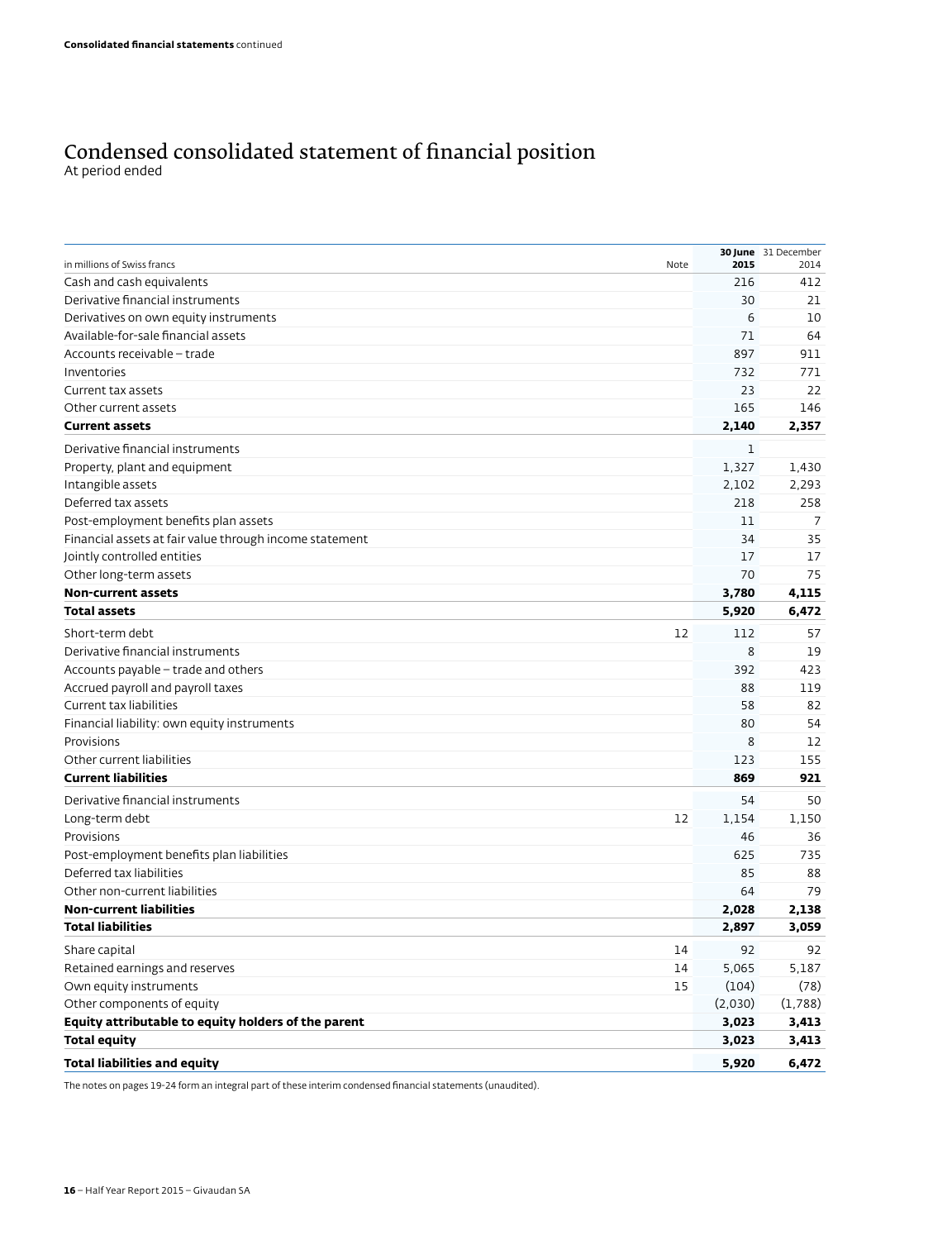# Condensed consolidated statement of financial position

At period ended

| in millions of Swiss francs | Note | 30 June 2015 | 31 December 2014 |
|---|---|---|---|
| Cash and cash equivalents | | 216 | 412 |
| Derivative financial instruments | | 30 | 21 |
| Derivatives on own equity instruments | | 6 | 10 |
| Available-for-sale financial assets | | 71 | 64 |
| Accounts receivable – trade | | 897 | 911 |
| Inventories | | 732 | 771 |
| Current tax assets | | 23 | 22 |
| Other current assets | | 165 | 146 |
| **Current assets** | | **2,140** | **2,357** |
| Derivative financial instruments | | 1 | |
| Property, plant and equipment | | 1,327 | 1,430 |
| Intangible assets | | 2,102 | 2,293 |
| Deferred tax assets | | 218 | 258 |
| Post-employment benefits plan assets | | 11 | 7 |
| Financial assets at fair value through income statement | | 34 | 35 |
| Jointly controlled entities | | 17 | 17 |
| Other long-term assets | | 70 | 75 |
| **Non-current assets** | | **3,780** | **4,115** |
| **Total assets** | | **5,920** | **6,472** |
| Short-term debt | 12 | 112 | 57 |
| Derivative financial instruments | | 8 | 19 |
| Accounts payable – trade and others | | 392 | 423 |
| Accrued payroll and payroll taxes | | 88 | 119 |
| Current tax liabilities | | 58 | 82 |
| Financial liability: own equity instruments | | 80 | 54 |
| Provisions | | 8 | 12 |
| Other current liabilities | | 123 | 155 |
| **Current liabilities** | | **869** | **921** |
| Derivative financial instruments | | 54 | 50 |
| Long-term debt | 12 | 1,154 | 1,150 |
| Provisions | | 46 | 36 |
| Post-employment benefits plan liabilities | | 625 | 735 |
| Deferred tax liabilities | | 85 | 88 |
| Other non-current liabilities | | 64 | 79 |
| **Non-current liabilities** | | **2,028** | **2,138** |
| **Total liabilities** | | **2,897** | **3,059** |
| Share capital | 14 | 92 | 92 |
| Retained earnings and reserves | 14 | 5,065 | 5,187 |
| Own equity instruments | 15 | (104) | (78) |
| Other components of equity | | (2,030) | (1,788) |
| **Equity attributable to equity holders of the parent** | | **3,023** | **3,413** |
| **Total equity** | | **3,023** | **3,413** |
| **Total liabilities and equity** | | **5,920** | **6,472** |

The notes on pages 19-24 form an integral part of these interim condensed financial statements (unaudited).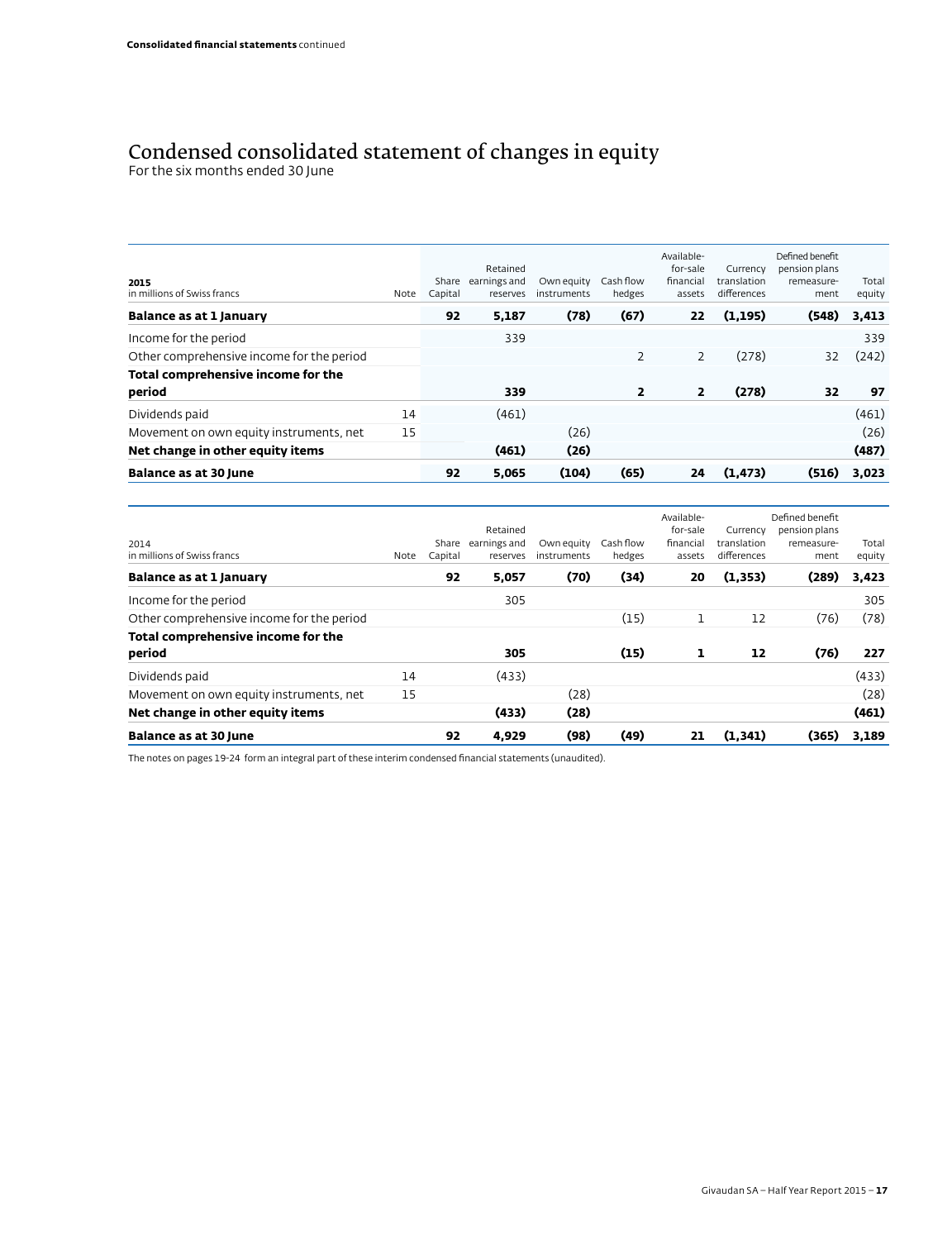# Condensed consolidated statement of changes in equity

For the six months ended 30 June

| **2015**<br>in millions of Swiss francs | Note | Share Capital | Retained earnings and reserves | Own equity instruments | Cash flow hedges | Available-for-sale financial assets | Currency translation differences | Defined benefit pension plans remeasure-ment | Total equity |
|---|---|---|---|---|---|---|---|---|---|
| **Balance as at 1 January** | | **92** | **5,187** | **(78)** | **(67)** | **22** | **(1,195)** | **(548)** | **3,413** |
| Income for the period | | | 339 | | | | | | 339 |
| Other comprehensive income for the period | | | | | 2 | 2 | (278) | 32 | (242) |
| **Total comprehensive income for the period** | | | **339** | | **2** | **2** | **(278)** | **32** | **97** |
| Dividends paid | 14 | | (461) | | | | | | (461) |
| Movement on own equity instruments, net | 15 | | | (26) | | | | | (26) |
| **Net change in other equity items** | | | **(461)** | **(26)** | | | | | **(487)** |
| **Balance as at 30 June** | | **92** | **5,065** | **(104)** | **(65)** | **24** | **(1,473)** | **(516)** | **3,023** |

| 2014<br>in millions of Swiss francs | Note | Share Capital | Retained earnings and reserves | Own equity instruments | Cash flow hedges | Available-for-sale financial assets | Currency translation differences | Defined benefit pension plans remeasure-ment | Total equity |
|---|---|---|---|---|---|---|---|---|---|
| **Balance as at 1 January** | | **92** | **5,057** | **(70)** | **(34)** | **20** | **(1,353)** | **(289)** | **3,423** |
| Income for the period | | | 305 | | | | | | 305 |
| Other comprehensive income for the period | | | | | (15) | 1 | 12 | (76) | (78) |
| **Total comprehensive income for the period** | | | **305** | | **(15)** | **1** | **12** | **(76)** | **227** |
| Dividends paid | 14 | | (433) | | | | | | (433) |
| Movement on own equity instruments, net | 15 | | | (28) | | | | | (28) |
| **Net change in other equity items** | | | **(433)** | **(28)** | | | | | **(461)** |
| **Balance as at 30 June** | | **92** | **4,929** | **(98)** | **(49)** | **21** | **(1,341)** | **(365)** | **3,189** |

The notes on pages 19-24 form an integral part of these interim condensed financial statements (unaudited).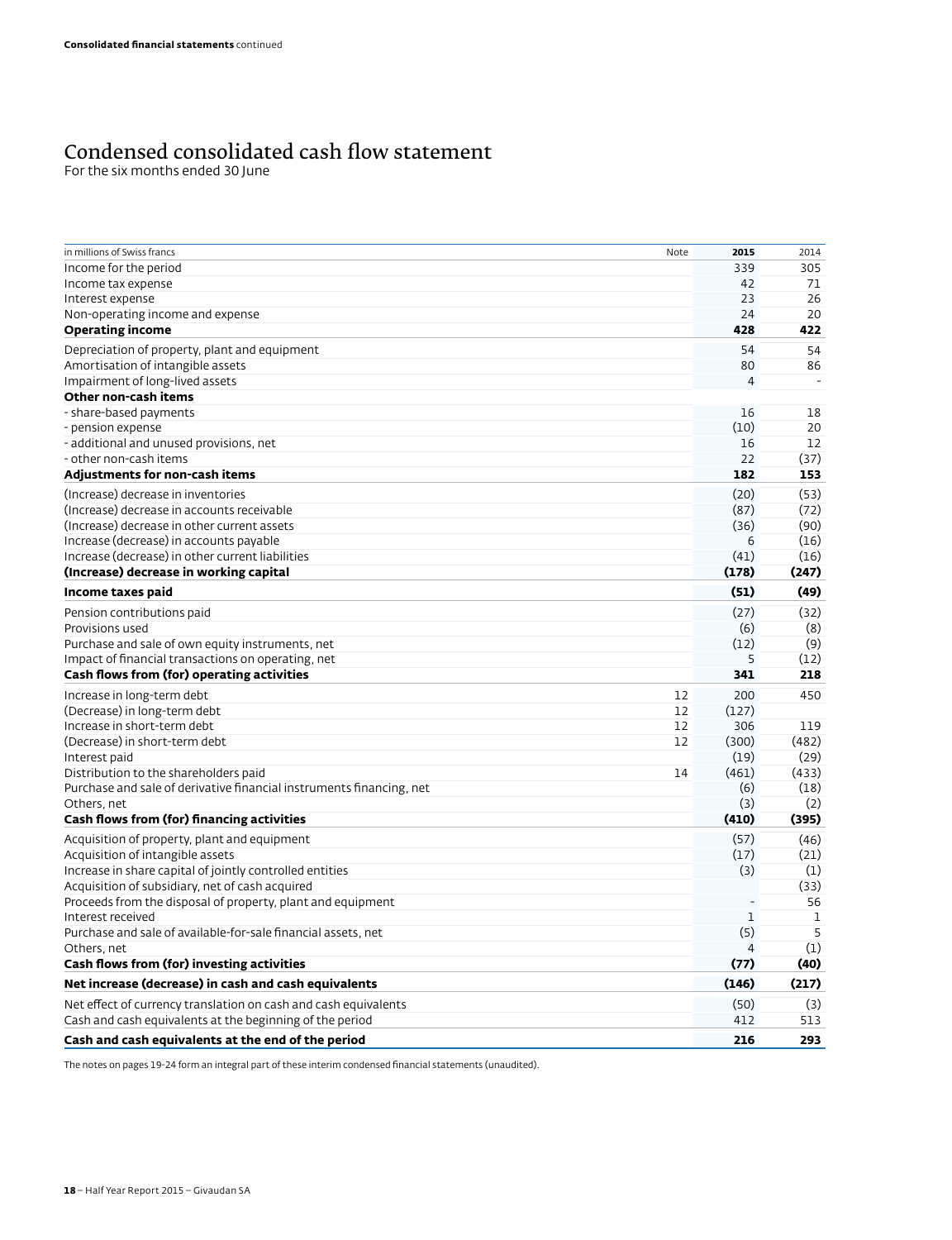Consolidated financial statements continued

# Condensed consolidated cash flow statement

For the six months ended 30 June

| in millions of Swiss francs | Note | 2015 | 2014 |
|---|---|---|---|
| Income for the period | | 339 | 305 |
| Income tax expense | | 42 | 71 |
| Interest expense | | 23 | 26 |
| Non-operating income and expense | | 24 | 20 |
| **Operating income** | | **428** | **422** |
| Depreciation of property, plant and equipment | | 54 | 54 |
| Amortisation of intangible assets | | 80 | 86 |
| Impairment of long-lived assets | | 4 | - |
| **Other non-cash items** | | | |
| - share-based payments | | 16 | 18 |
| - pension expense | | (10) | 20 |
| - additional and unused provisions, net | | 16 | 12 |
| - other non-cash items | | 22 | (37) |
| **Adjustments for non-cash items** | | **182** | **153** |
| (Increase) decrease in inventories | | (20) | (53) |
| (Increase) decrease in accounts receivable | | (87) | (72) |
| (Increase) decrease in other current assets | | (36) | (90) |
| Increase (decrease) in accounts payable | | 6 | (16) |
| Increase (decrease) in other current liabilities | | (41) | (16) |
| **(Increase) decrease in working capital** | | **(178)** | **(247)** |
| **Income taxes paid** | | **(51)** | **(49)** |
| Pension contributions paid | | (27) | (32) |
| Provisions used | | (6) | (8) |
| Purchase and sale of own equity instruments, net | | (12) | (9) |
| Impact of financial transactions on operating, net | | 5 | (12) |
| **Cash flows from (for) operating activities** | | **341** | **218** |
| Increase in long-term debt | 12 | 200 | 450 |
| (Decrease) in long-term debt | 12 | (127) | |
| Increase in short-term debt | 12 | 306 | 119 |
| (Decrease) in short-term debt | 12 | (300) | (482) |
| Interest paid | | (19) | (29) |
| Distribution to the shareholders paid | 14 | (461) | (433) |
| Purchase and sale of derivative financial instruments financing, net | | (6) | (18) |
| Others, net | | (3) | (2) |
| **Cash flows from (for) financing activities** | | **(410)** | **(395)** |
| Acquisition of property, plant and equipment | | (57) | (46) |
| Acquisition of intangible assets | | (17) | (21) |
| Increase in share capital of jointly controlled entities | | (3) | (1) |
| Acquisition of subsidiary, net of cash acquired | | | (33) |
| Proceeds from the disposal of property, plant and equipment | | - | 56 |
| Interest received | | 1 | 1 |
| Purchase and sale of available-for-sale financial assets, net | | (5) | 5 |
| Others, net | | 4 | (1) |
| **Cash flows from (for) investing activities** | | **(77)** | **(40)** |
| **Net increase (decrease) in cash and cash equivalents** | | **(146)** | **(217)** |
| Net effect of currency translation on cash and cash equivalents | | (50) | (3) |
| Cash and cash equivalents at the beginning of the period | | 412 | 513 |
| **Cash and cash equivalents at the end of the period** | | **216** | **293** |

The notes on pages 19-24 form an integral part of these interim condensed financial statements (unaudited).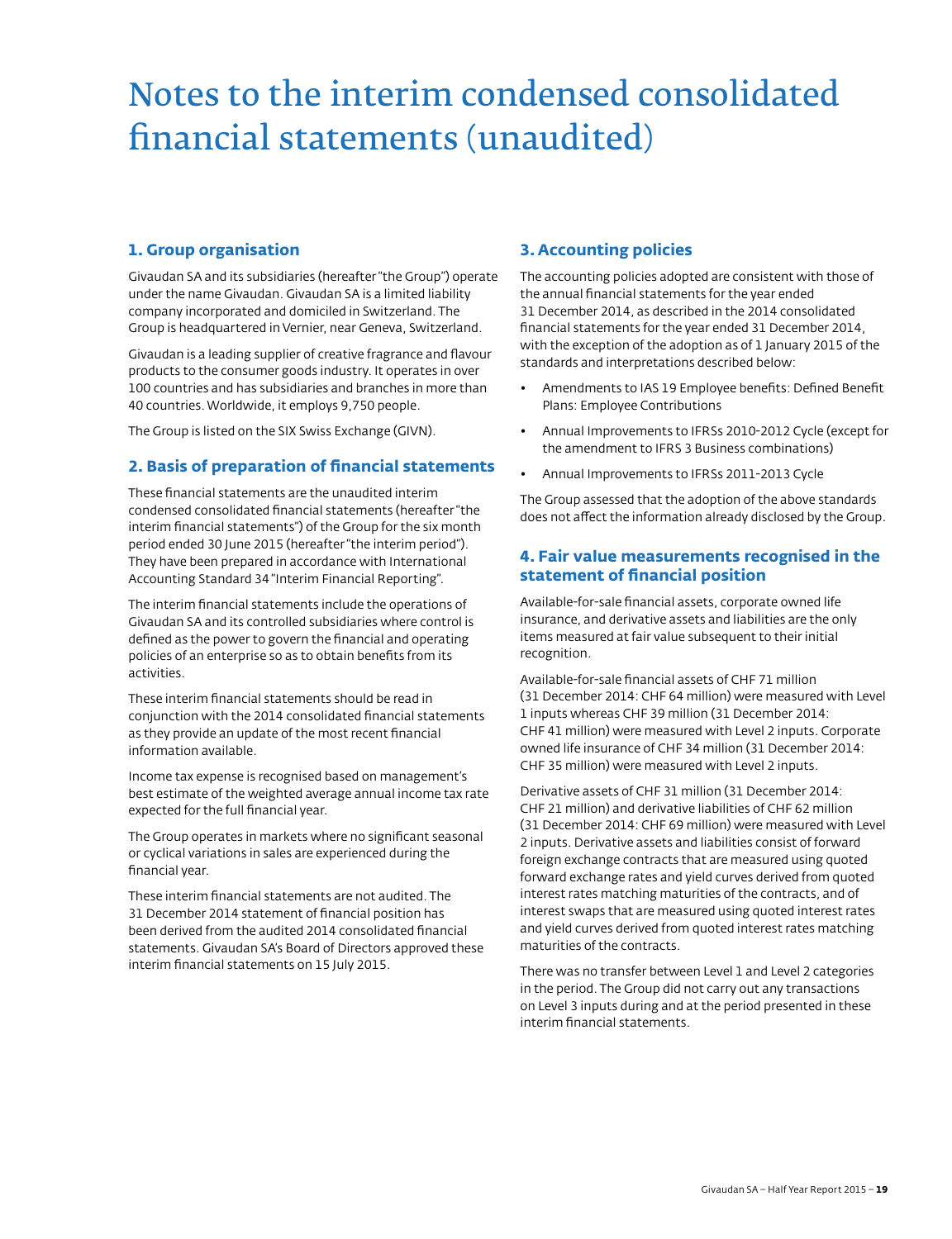# Notes to the interim condensed consolidated financial statements (unaudited)

## 1. Group organisation

Givaudan SA and its subsidiaries (hereafter "the Group") operate under the name Givaudan. Givaudan SA is a limited liability company incorporated and domiciled in Switzerland. The Group is headquartered in Vernier, near Geneva, Switzerland.

Givaudan is a leading supplier of creative fragrance and flavour products to the consumer goods industry. It operates in over 100 countries and has subsidiaries and branches in more than 40 countries. Worldwide, it employs 9,750 people.

The Group is listed on the SIX Swiss Exchange (GIVN).

## 2. Basis of preparation of financial statements

These financial statements are the unaudited interim condensed consolidated financial statements (hereafter "the interim financial statements") of the Group for the six month period ended 30 June 2015 (hereafter "the interim period"). They have been prepared in accordance with International Accounting Standard 34 "Interim Financial Reporting".

The interim financial statements include the operations of Givaudan SA and its controlled subsidiaries where control is defined as the power to govern the financial and operating policies of an enterprise so as to obtain benefits from its activities.

These interim financial statements should be read in conjunction with the 2014 consolidated financial statements as they provide an update of the most recent financial information available.

Income tax expense is recognised based on management's best estimate of the weighted average annual income tax rate expected for the full financial year.

The Group operates in markets where no significant seasonal or cyclical variations in sales are experienced during the financial year.

These interim financial statements are not audited. The 31 December 2014 statement of financial position has been derived from the audited 2014 consolidated financial statements. Givaudan SA's Board of Directors approved these interim financial statements on 15 July 2015.

## 3. Accounting policies

The accounting policies adopted are consistent with those of the annual financial statements for the year ended 31 December 2014, as described in the 2014 consolidated financial statements for the year ended 31 December 2014, with the exception of the adoption as of 1 January 2015 of the standards and interpretations described below:

- Amendments to IAS 19 Employee benefits: Defined Benefit Plans: Employee Contributions
- Annual Improvements to IFRSs 2010-2012 Cycle (except for the amendment to IFRS 3 Business combinations)
- Annual Improvements to IFRSs 2011-2013 Cycle

The Group assessed that the adoption of the above standards does not affect the information already disclosed by the Group.

## 4. Fair value measurements recognised in the statement of financial position

Available-for-sale financial assets, corporate owned life insurance, and derivative assets and liabilities are the only items measured at fair value subsequent to their initial recognition.

Available-for-sale financial assets of CHF 71 million (31 December 2014: CHF 64 million) were measured with Level 1 inputs whereas CHF 39 million (31 December 2014: CHF 41 million) were measured with Level 2 inputs. Corporate owned life insurance of CHF 34 million (31 December 2014: CHF 35 million) were measured with Level 2 inputs.

Derivative assets of CHF 31 million (31 December 2014: CHF 21 million) and derivative liabilities of CHF 62 million (31 December 2014: CHF 69 million) were measured with Level 2 inputs. Derivative assets and liabilities consist of forward foreign exchange contracts that are measured using quoted forward exchange rates and yield curves derived from quoted interest rates matching maturities of the contracts, and of interest swaps that are measured using quoted interest rates and yield curves derived from quoted interest rates matching maturities of the contracts.

There was no transfer between Level 1 and Level 2 categories in the period. The Group did not carry out any transactions on Level 3 inputs during and at the period presented in these interim financial statements.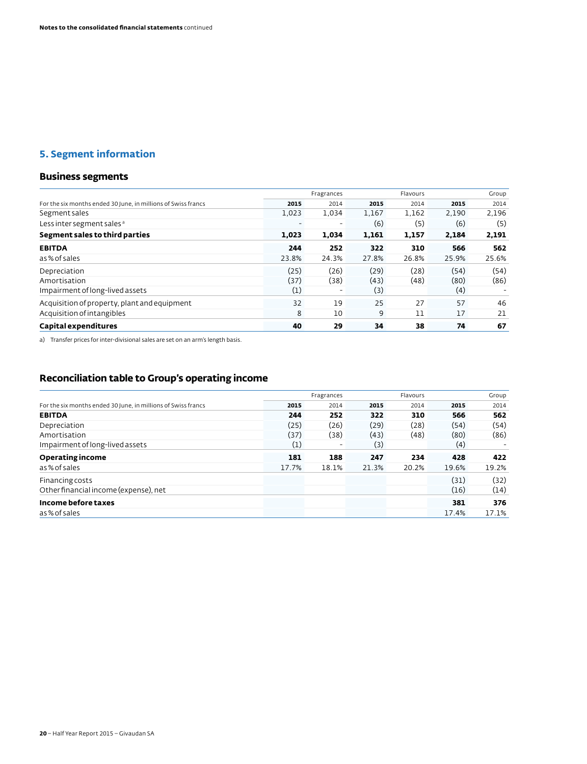## 5. Segment information

### Business segments

| For the six months ended 30 June, in millions of Swiss francs | Fragrances | | Flavours | | Group | |
|---|---|---|---|---|---|---|
| | **2015** | 2014 | **2015** | 2014 | **2015** | 2014 |
| Segment sales | 1,023 | 1,034 | 1,167 | 1,162 | 2,190 | 2,196 |
| Less inter segment sales [a] | - | - | (6) | (5) | (6) | (5) |
| **Segment sales to third parties** | **1,023** | **1,034** | **1,161** | **1,157** | **2,184** | **2,191** |
| **EBITDA** | **244** | **252** | **322** | **310** | **566** | **562** |
| as % of sales | 23.8% | 24.3% | 27.8% | 26.8% | 25.9% | 25.6% |
| Depreciation | (25) | (26) | (29) | (28) | (54) | (54) |
| Amortisation | (37) | (38) | (43) | (48) | (80) | (86) |
| Impairment of long-lived assets | (1) | - | (3) | | (4) | - |
| Acquisition of property, plant and equipment | 32 | 19 | 25 | 27 | 57 | 46 |
| Acquisition of intangibles | 8 | 10 | 9 | 11 | 17 | 21 |
| **Capital expenditures** | **40** | **29** | **34** | **38** | **74** | **67** |

a) Transfer prices for inter-divisional sales are set on an arm's length basis.

### Reconciliation table to Group's operating income

| For the six months ended 30 June, in millions of Swiss francs | Fragrances | | Flavours | | Group | |
|---|---|---|---|---|---|---|
| | **2015** | 2014 | **2015** | 2014 | **2015** | 2014 |
| **EBITDA** | **244** | **252** | **322** | **310** | **566** | **562** |
| Depreciation | (25) | (26) | (29) | (28) | (54) | (54) |
| Amortisation | (37) | (38) | (43) | (48) | (80) | (86) |
| Impairment of long-lived assets | (1) | - | (3) | | (4) | - |
| **Operating income** | **181** | **188** | **247** | **234** | **428** | **422** |
| as % of sales | 17.7% | 18.1% | 21.3% | 20.2% | 19.6% | 19.2% |
| Financing costs | | | | | (31) | (32) |
| Other financial income (expense), net | | | | | (16) | (14) |
| **Income before taxes** | | | | | **381** | **376** |
| as % of sales | | | | | 17.4% | 17.1% |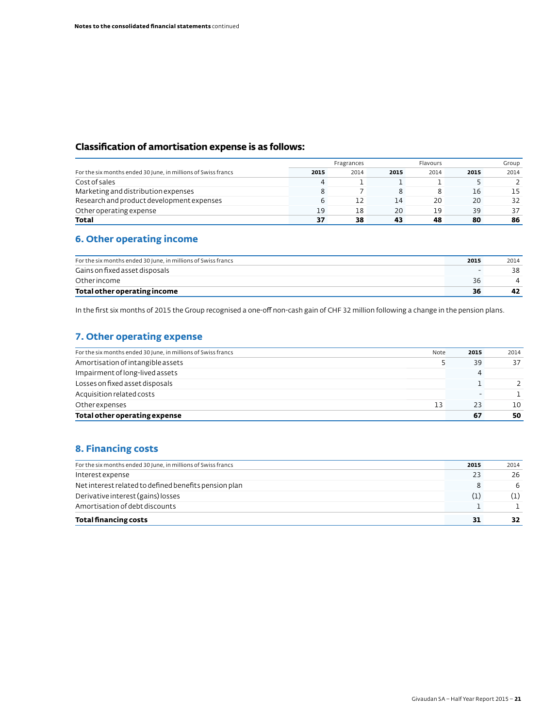### Classification of amortisation expense is as follows:

| For the six months ended 30 June, in millions of Swiss francs | Fragrances | | Flavours | | Group | |
|---|---|---|---|---|---|---|
| | **2015** | 2014 | **2015** | 2014 | **2015** | 2014 |
| Cost of sales | 4 | 1 | 1 | 1 | 5 | 2 |
| Marketing and distribution expenses | 8 | 7 | 8 | 8 | 16 | 15 |
| Research and product development expenses | 6 | 12 | 14 | 20 | 20 | 32 |
| Other operating expense | 19 | 18 | 20 | 19 | 39 | 37 |
| **Total** | **37** | **38** | **43** | **48** | **80** | **86** |

## 6. Other operating income

| For the six months ended 30 June, in millions of Swiss francs | **2015** | 2014 |
|---|---|---|
| Gains on fixed asset disposals | - | 38 |
| Other income | 36 | 4 |
| **Total other operating income** | **36** | **42** |

In the first six months of 2015 the Group recognised a one-off non-cash gain of CHF 32 million following a change in the pension plans.

## 7. Other operating expense

| For the six months ended 30 June, in millions of Swiss francs | Note | **2015** | 2014 |
|---|---|---|---|
| Amortisation of intangible assets | 5 | 39 | 37 |
| Impairment of long-lived assets | | 4 | |
| Losses on fixed asset disposals | | 1 | 2 |
| Acquisition related costs | | - | 1 |
| Other expenses | 13 | 23 | 10 |
| **Total other operating expense** | | **67** | **50** |

## 8. Financing costs

| For the six months ended 30 June, in millions of Swiss francs | **2015** | 2014 |
|---|---|---|
| Interest expense | 23 | 26 |
| Net interest related to defined benefits pension plan | 8 | 6 |
| Derivative interest (gains) losses | (1) | (1) |
| Amortisation of debt discounts | 1 | 1 |
| **Total financing costs** | **31** | **32** |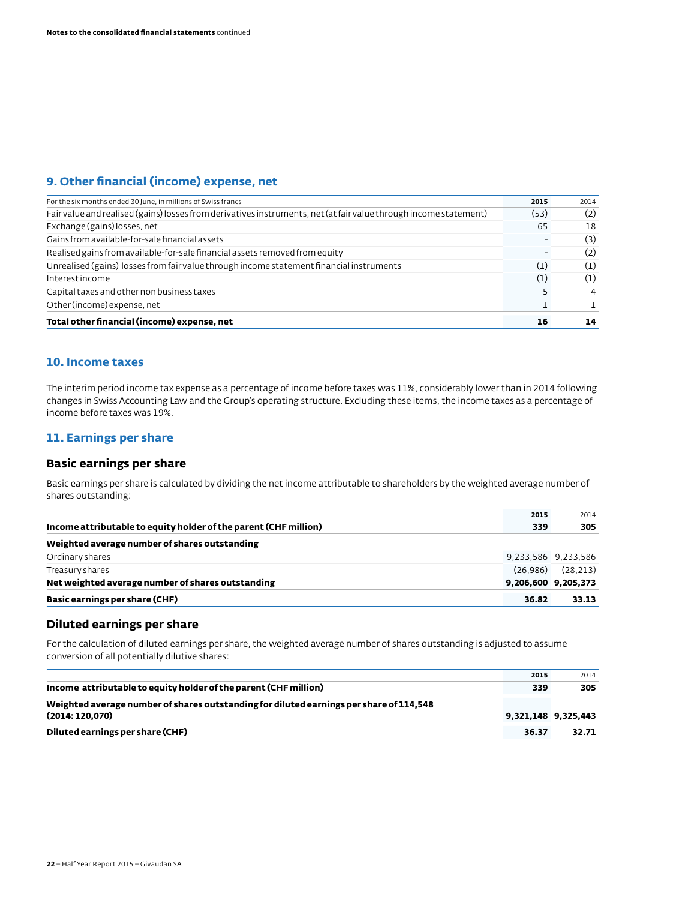## 9. Other financial (income) expense, net

| For the six months ended 30 June, in millions of Swiss francs | 2015 | 2014 |
|---|---|---|
| Fair value and realised (gains) losses from derivatives instruments, net (at fair value through income statement) | (53) | (2) |
| Exchange (gains) losses, net | 65 | 18 |
| Gains from available-for-sale financial assets | - | (3) |
| Realised gains from available-for-sale financial assets removed from equity | - | (2) |
| Unrealised (gains) losses from fair value through income statement financial instruments | (1) | (1) |
| Interest income | (1) | (1) |
| Capital taxes and other non business taxes | 5 | 4 |
| Other (income) expense, net | 1 | 1 |
| **Total other financial (income) expense, net** | **16** | **14** |

## 10. Income taxes

The interim period income tax expense as a percentage of income before taxes was 11%, considerably lower than in 2014 following changes in Swiss Accounting Law and the Group's operating structure. Excluding these items, the income taxes as a percentage of income before taxes was 19%.

## 11. Earnings per share

### Basic earnings per share

Basic earnings per share is calculated by dividing the net income attributable to shareholders by the weighted average number of shares outstanding:

| | 2015 | 2014 |
|---|---|---|
| **Income attributable to equity holder of the parent (CHF million)** | **339** | **305** |
| **Weighted average number of shares outstanding** | | |
| Ordinary shares | 9,233,586 | 9,233,586 |
| Treasury shares | (26,986) | (28,213) |
| **Net weighted average number of shares outstanding** | **9,206,600** | **9,205,373** |
| **Basic earnings per share (CHF)** | **36.82** | **33.13** |

### Diluted earnings per share

For the calculation of diluted earnings per share, the weighted average number of shares outstanding is adjusted to assume conversion of all potentially dilutive shares:

| | 2015 | 2014 |
|---|---|---|
| **Income attributable to equity holder of the parent (CHF million)** | **339** | **305** |
| **Weighted average number of shares outstanding for diluted earnings per share of 114,548 (2014: 120,070)** | **9,321,148** | **9,325,443** |
| **Diluted earnings per share (CHF)** | **36.37** | **32.71** |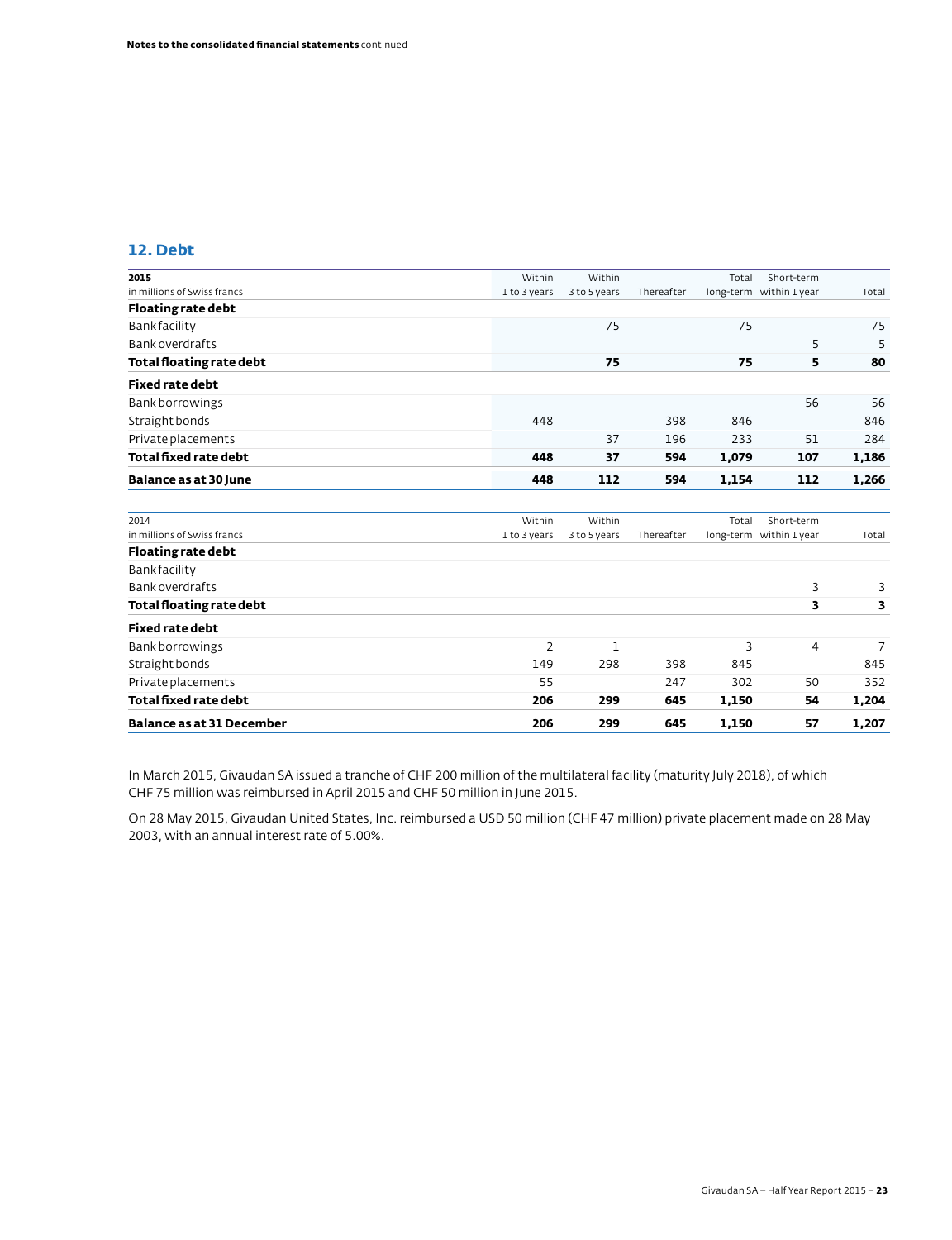## 12. Debt

| 2015<br>in millions of Swiss francs | Within 1 to 3 years | Within 3 to 5 years | Thereafter | Total long-term | Short-term within 1 year | Total |
|---|---|---|---|---|---|---|
| **Floating rate debt** | | | | | | |
| Bank facility | | 75 | | 75 | | 75 |
| Bank overdrafts | | | | | 5 | 5 |
| **Total floating rate debt** | | **75** | | **75** | **5** | **80** |
| **Fixed rate debt** | | | | | | |
| Bank borrowings | | | | | 56 | 56 |
| Straight bonds | 448 | | 398 | 846 | | 846 |
| Private placements | | 37 | 196 | 233 | 51 | 284 |
| **Total fixed rate debt** | **448** | **37** | **594** | **1,079** | **107** | **1,186** |
| **Balance as at 30 June** | **448** | **112** | **594** | **1,154** | **112** | **1,266** |

| 2014<br>in millions of Swiss francs | Within 1 to 3 years | Within 3 to 5 years | Thereafter | Total long-term | Short-term within 1 year | Total |
|---|---|---|---|---|---|---|
| **Floating rate debt** | | | | | | |
| Bank facility | | | | | | |
| Bank overdrafts | | | | | 3 | 3 |
| **Total floating rate debt** | | | | | **3** | **3** |
| **Fixed rate debt** | | | | | | |
| Bank borrowings | 2 | 1 | | 3 | 4 | 7 |
| Straight bonds | 149 | 298 | 398 | 845 | | 845 |
| Private placements | 55 | | 247 | 302 | 50 | 352 |
| **Total fixed rate debt** | **206** | **299** | **645** | **1,150** | **54** | **1,204** |
| **Balance as at 31 December** | **206** | **299** | **645** | **1,150** | **57** | **1,207** |

In March 2015, Givaudan SA issued a tranche of CHF 200 million of the multilateral facility (maturity July 2018), of which CHF 75 million was reimbursed in April 2015 and CHF 50 million in June 2015.

On 28 May 2015, Givaudan United States, Inc. reimbursed a USD 50 million (CHF 47 million) private placement made on 28 May 2003, with an annual interest rate of 5.00%.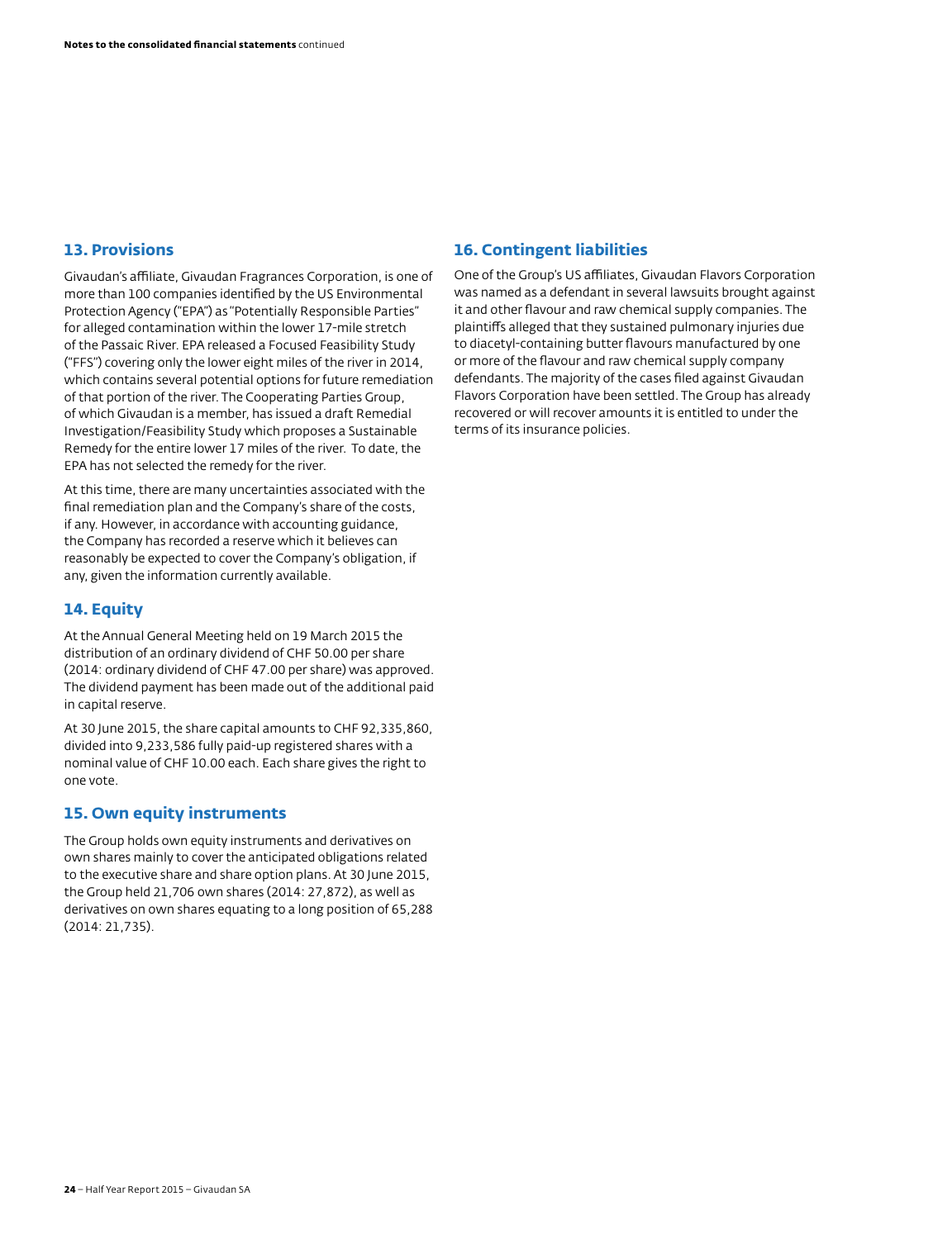## 13. Provisions

Givaudan's affiliate, Givaudan Fragrances Corporation, is one of more than 100 companies identified by the US Environmental Protection Agency ("EPA") as "Potentially Responsible Parties" for alleged contamination within the lower 17-mile stretch of the Passaic River. EPA released a Focused Feasibility Study ("FFS") covering only the lower eight miles of the river in 2014, which contains several potential options for future remediation of that portion of the river. The Cooperating Parties Group, of which Givaudan is a member, has issued a draft Remedial Investigation/Feasibility Study which proposes a Sustainable Remedy for the entire lower 17 miles of the river. To date, the EPA has not selected the remedy for the river.

At this time, there are many uncertainties associated with the final remediation plan and the Company's share of the costs, if any. However, in accordance with accounting guidance, the Company has recorded a reserve which it believes can reasonably be expected to cover the Company's obligation, if any, given the information currently available.

## 14. Equity

At the Annual General Meeting held on 19 March 2015 the distribution of an ordinary dividend of CHF 50.00 per share (2014: ordinary dividend of CHF 47.00 per share) was approved. The dividend payment has been made out of the additional paid in capital reserve.

At 30 June 2015, the share capital amounts to CHF 92,335,860, divided into 9,233,586 fully paid-up registered shares with a nominal value of CHF 10.00 each. Each share gives the right to one vote.

## 15. Own equity instruments

The Group holds own equity instruments and derivatives on own shares mainly to cover the anticipated obligations related to the executive share and share option plans. At 30 June 2015, the Group held 21,706 own shares (2014: 27,872), as well as derivatives on own shares equating to a long position of 65,288 (2014: 21,735).

## 16. Contingent liabilities

One of the Group's US affiliates, Givaudan Flavors Corporation was named as a defendant in several lawsuits brought against it and other flavour and raw chemical supply companies. The plaintiffs alleged that they sustained pulmonary injuries due to diacetyl-containing butter flavours manufactured by one or more of the flavour and raw chemical supply company defendants. The majority of the cases filed against Givaudan Flavors Corporation have been settled. The Group has already recovered or will recover amounts it is entitled to under the terms of its insurance policies.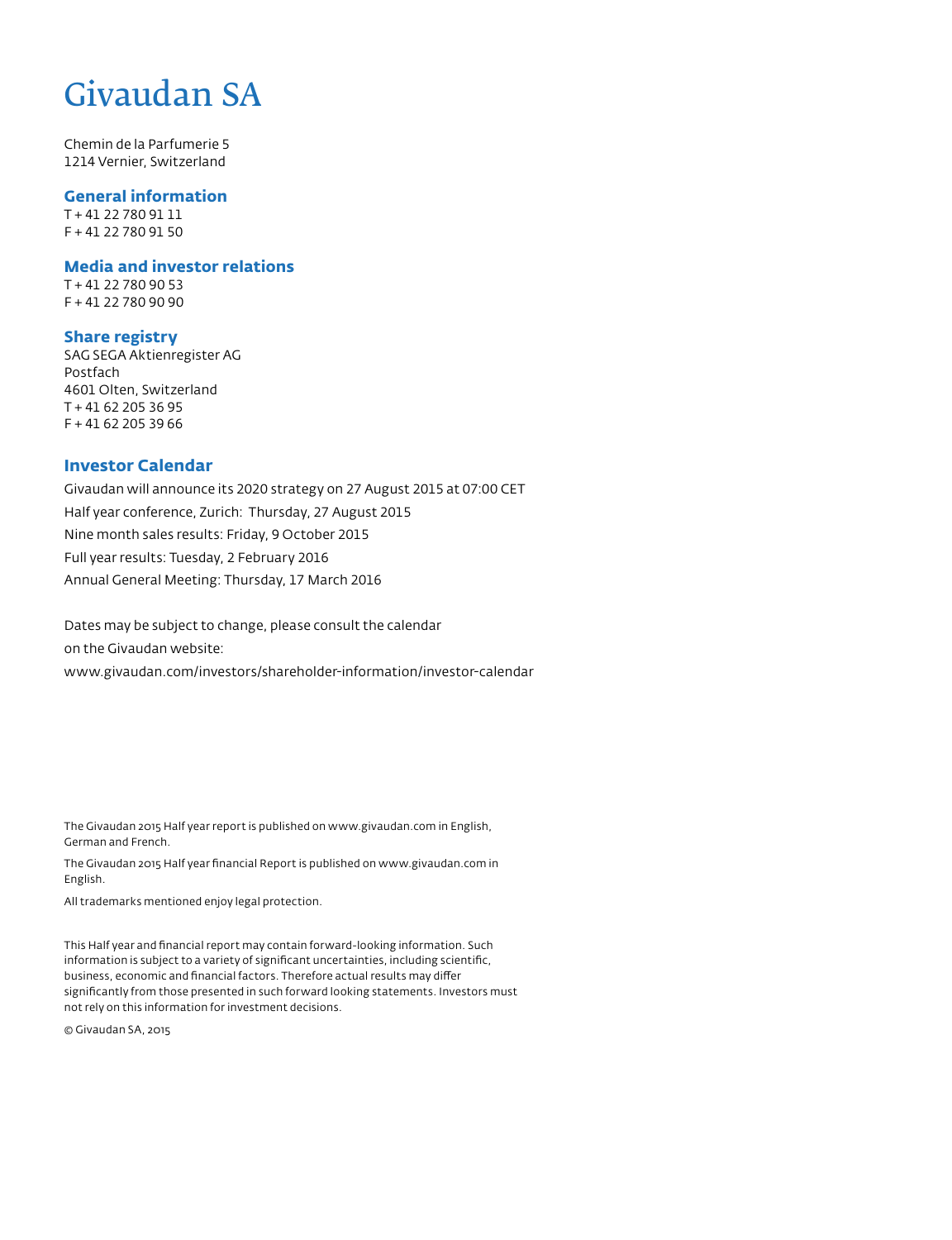# Givaudan SA

Chemin de la Parfumerie 5
1214 Vernier, Switzerland

### General information

T + 41 22 780 91 11
F + 41 22 780 91 50

### Media and investor relations

T + 41 22 780 90 53
F + 41 22 780 90 90

### Share registry

SAG SEGA Aktienregister AG
Postfach
4601 Olten, Switzerland
T + 41 62 205 36 95
F + 41 62 205 39 66

### Investor Calendar

Givaudan will announce its 2020 strategy on 27 August 2015 at 07:00 CET
Half year conference, Zurich: Thursday, 27 August 2015
Nine month sales results: Friday, 9 October 2015
Full year results: Tuesday, 2 February 2016
Annual General Meeting: Thursday, 17 March 2016

Dates may be subject to change, please consult the calendar
on the Givaudan website:
www.givaudan.com/investors/shareholder-information/investor-calendar

The Givaudan 2015 Half year report is published on www.givaudan.com in English, German and French.

The Givaudan 2015 Half year financial Report is published on www.givaudan.com in English.

All trademarks mentioned enjoy legal protection.

This Half year and financial report may contain forward-looking information. Such information is subject to a variety of significant uncertainties, including scientific, business, economic and financial factors. Therefore actual results may differ significantly from those presented in such forward looking statements. Investors must not rely on this information for investment decisions.

© Givaudan SA, 2015